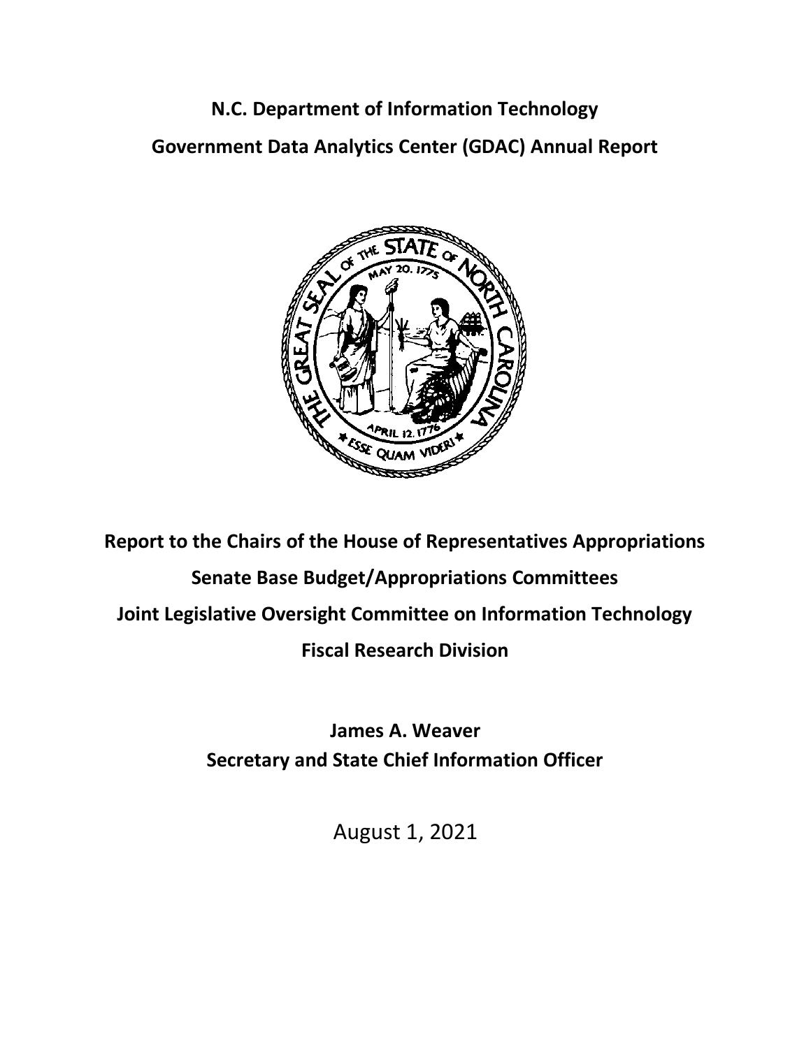# N.C. Department of Information Technology

# Government Data Analytics Center (GDAC) Annual Report

**Report to the Chairs of the House of Representatives Appropriations**

**Senate Base Budget/Appropriations Committees**

**Joint Legislative Oversight Committee on Information Technology**

**Fiscal Research Division**

**James A. Weaver**

**Secretary and State Chief Information Officer**

August 1, 2021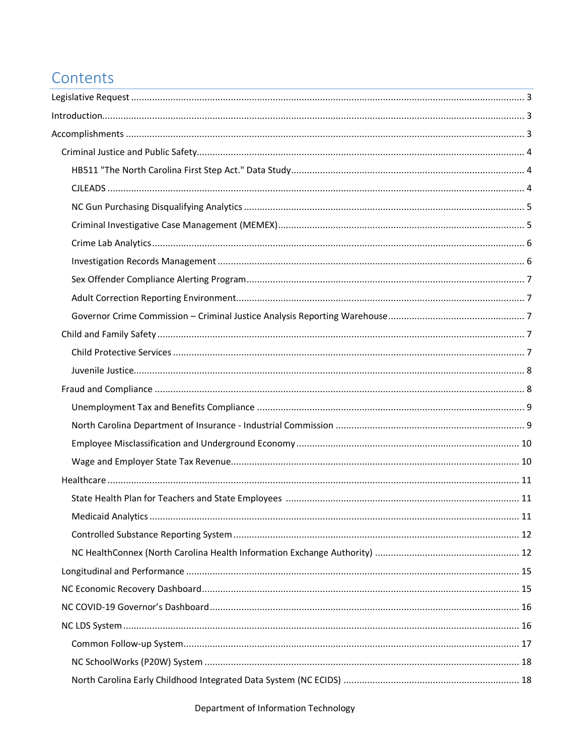# Contents

- Legislative Request ........ 3
- Introduction ........ 3
- Accomplishments ........ 3
  - Criminal Justice and Public Safety ........ 4
    - HB511 "The North Carolina First Step Act." Data Study ........ 4
    - CJLEADS ........ 4
    - NC Gun Purchasing Disqualifying Analytics ........ 5
    - Criminal Investigative Case Management (MEMEX) ........ 5
    - Crime Lab Analytics ........ 6
    - Investigation Records Management ........ 6
    - Sex Offender Compliance Alerting Program ........ 7
    - Adult Correction Reporting Environment ........ 7
    - Governor Crime Commission – Criminal Justice Analysis Reporting Warehouse ........ 7
  - Child and Family Safety ........ 7
    - Child Protective Services ........ 7
    - Juvenile Justice ........ 8
  - Fraud and Compliance ........ 8
    - Unemployment Tax and Benefits Compliance ........ 9
    - North Carolina Department of Insurance - Industrial Commission ........ 9
    - Employee Misclassification and Underground Economy ........ 10
    - Wage and Employer State Tax Revenue ........ 10
  - Healthcare ........ 11
    - State Health Plan for Teachers and State Employees ........ 11
    - Medicaid Analytics ........ 11
    - Controlled Substance Reporting System ........ 12
    - NC HealthConnex (North Carolina Health Information Exchange Authority) ........ 12
  - Longitudinal and Performance ........ 15
  - NC Economic Recovery Dashboard ........ 15
  - NC COVID-19 Governor's Dashboard ........ 16
  - NC LDS System ........ 16
    - Common Follow-up System ........ 17
    - NC SchoolWorks (P20W) System ........ 18
    - North Carolina Early Childhood Integrated Data System (NC ECIDS) ........ 18

Department of Information Technology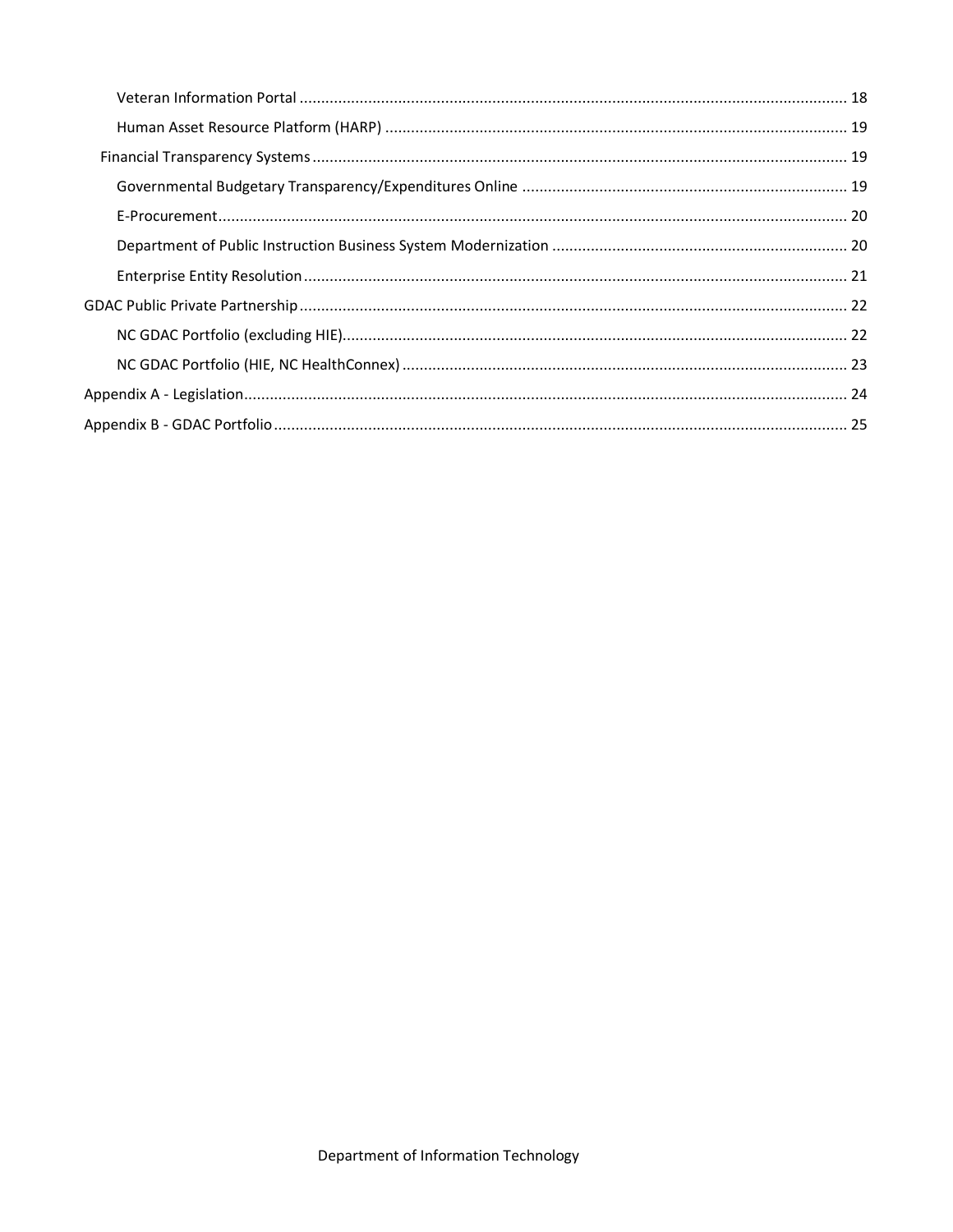- Veteran Information Portal ..... 18
- Human Asset Resource Platform (HARP) ..... 19
- Financial Transparency Systems ..... 19
  - Governmental Budgetary Transparency/Expenditures Online ..... 19
  - E-Procurement ..... 20
  - Department of Public Instruction Business System Modernization ..... 20
  - Enterprise Entity Resolution ..... 21
- GDAC Public Private Partnership ..... 22
  - NC GDAC Portfolio (excluding HIE) ..... 22
  - NC GDAC Portfolio (HIE, NC HealthConnex) ..... 23
- Appendix A - Legislation ..... 24
- Appendix B - GDAC Portfolio ..... 25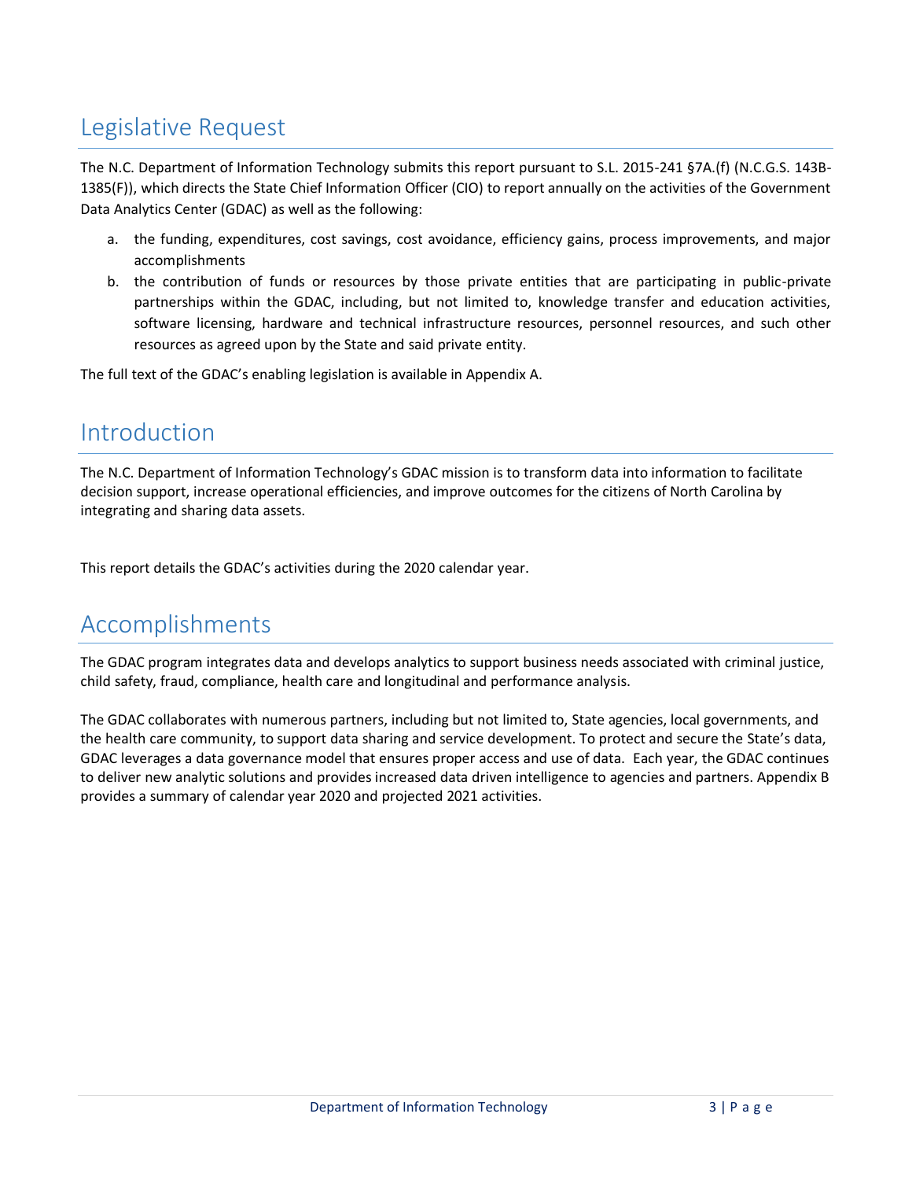## Legislative Request

The N.C. Department of Information Technology submits this report pursuant to S.L. 2015-241 §7A.(f) (N.C.G.S. 143B-1385(F)), which directs the State Chief Information Officer (CIO) to report annually on the activities of the Government Data Analytics Center (GDAC) as well as the following:

a. the funding, expenditures, cost savings, cost avoidance, efficiency gains, process improvements, and major accomplishments
b. the contribution of funds or resources by those private entities that are participating in public-private partnerships within the GDAC, including, but not limited to, knowledge transfer and education activities, software licensing, hardware and technical infrastructure resources, personnel resources, and such other resources as agreed upon by the State and said private entity.

The full text of the GDAC's enabling legislation is available in Appendix A.

## Introduction

The N.C. Department of Information Technology's GDAC mission is to transform data into information to facilitate decision support, increase operational efficiencies, and improve outcomes for the citizens of North Carolina by integrating and sharing data assets.

This report details the GDAC's activities during the 2020 calendar year.

## Accomplishments

The GDAC program integrates data and develops analytics to support business needs associated with criminal justice, child safety, fraud, compliance, health care and longitudinal and performance analysis.

The GDAC collaborates with numerous partners, including but not limited to, State agencies, local governments, and the health care community, to support data sharing and service development. To protect and secure the State's data, GDAC leverages a data governance model that ensures proper access and use of data. Each year, the GDAC continues to deliver new analytic solutions and provides increased data driven intelligence to agencies and partners. Appendix B provides a summary of calendar year 2020 and projected 2021 activities.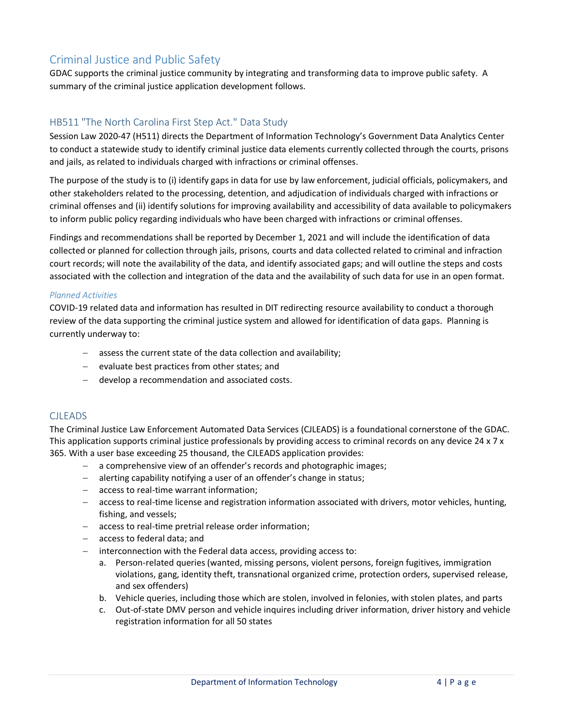## Criminal Justice and Public Safety

GDAC supports the criminal justice community by integrating and transforming data to improve public safety. A summary of the criminal justice application development follows.

### HB511 "The North Carolina First Step Act." Data Study

Session Law 2020-47 (H511) directs the Department of Information Technology's Government Data Analytics Center to conduct a statewide study to identify criminal justice data elements currently collected through the courts, prisons and jails, as related to individuals charged with infractions or criminal offenses.

The purpose of the study is to (i) identify gaps in data for use by law enforcement, judicial officials, policymakers, and other stakeholders related to the processing, detention, and adjudication of individuals charged with infractions or criminal offenses and (ii) identify solutions for improving availability and accessibility of data available to policymakers to inform public policy regarding individuals who have been charged with infractions or criminal offenses.

Findings and recommendations shall be reported by December 1, 2021 and will include the identification of data collected or planned for collection through jails, prisons, courts and data collected related to criminal and infraction court records; will note the availability of the data, and identify associated gaps; and will outline the steps and costs associated with the collection and integration of the data and the availability of such data for use in an open format.

#### *Planned Activities*

COVID-19 related data and information has resulted in DIT redirecting resource availability to conduct a thorough review of the data supporting the criminal justice system and allowed for identification of data gaps. Planning is currently underway to:

- assess the current state of the data collection and availability;
- evaluate best practices from other states; and
- develop a recommendation and associated costs.

### CJLEADS

The Criminal Justice Law Enforcement Automated Data Services (CJLEADS) is a foundational cornerstone of the GDAC. This application supports criminal justice professionals by providing access to criminal records on any device 24 x 7 x 365. With a user base exceeding 25 thousand, the CJLEADS application provides:

- a comprehensive view of an offender's records and photographic images;
- alerting capability notifying a user of an offender's change in status;
- access to real-time warrant information;
- access to real-time license and registration information associated with drivers, motor vehicles, hunting, fishing, and vessels;
- access to real-time pretrial release order information;
- access to federal data; and
- interconnection with the Federal data access, providing access to:
    a. Person-related queries (wanted, missing persons, violent persons, foreign fugitives, immigration violations, gang, identity theft, transnational organized crime, protection orders, supervised release, and sex offenders)
    b. Vehicle queries, including those which are stolen, involved in felonies, with stolen plates, and parts
    c. Out-of-state DMV person and vehicle inquires including driver information, driver history and vehicle registration information for all 50 states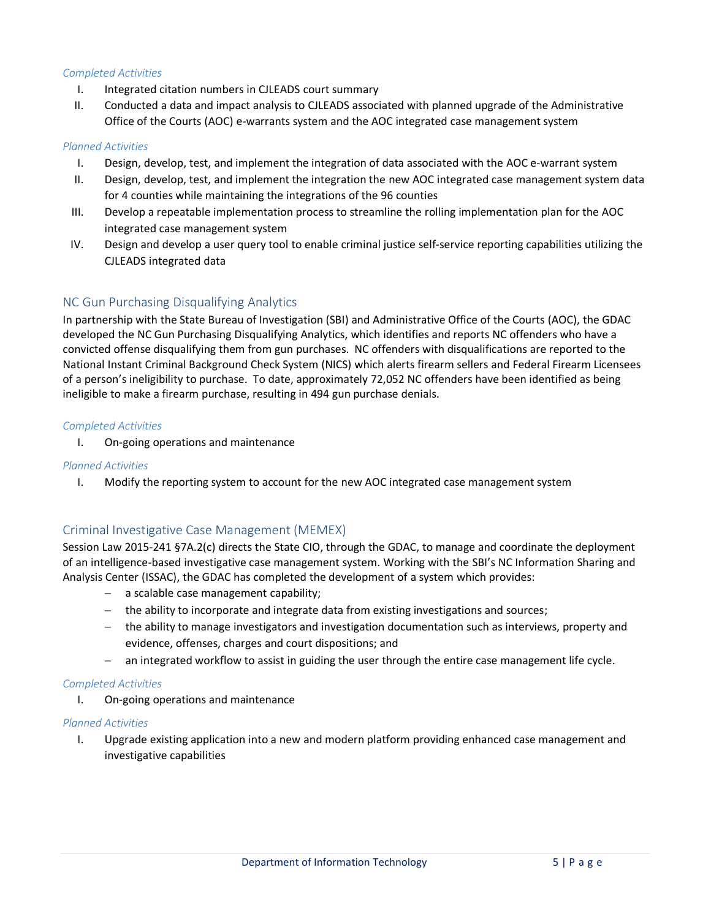*Completed Activities*

I. Integrated citation numbers in CJLEADS court summary
II. Conducted a data and impact analysis to CJLEADS associated with planned upgrade of the Administrative Office of the Courts (AOC) e-warrants system and the AOC integrated case management system

*Planned Activities*

I. Design, develop, test, and implement the integration of data associated with the AOC e-warrant system
II. Design, develop, test, and implement the integration the new AOC integrated case management system data for 4 counties while maintaining the integrations of the 96 counties
III. Develop a repeatable implementation process to streamline the rolling implementation plan for the AOC integrated case management system
IV. Design and develop a user query tool to enable criminal justice self-service reporting capabilities utilizing the CJLEADS integrated data

## NC Gun Purchasing Disqualifying Analytics

In partnership with the State Bureau of Investigation (SBI) and Administrative Office of the Courts (AOC), the GDAC developed the NC Gun Purchasing Disqualifying Analytics, which identifies and reports NC offenders who have a convicted offense disqualifying them from gun purchases. NC offenders with disqualifications are reported to the National Instant Criminal Background Check System (NICS) which alerts firearm sellers and Federal Firearm Licensees of a person's ineligibility to purchase. To date, approximately 72,052 NC offenders have been identified as being ineligible to make a firearm purchase, resulting in 494 gun purchase denials.

*Completed Activities*

I. On-going operations and maintenance

*Planned Activities*

I. Modify the reporting system to account for the new AOC integrated case management system

## Criminal Investigative Case Management (MEMEX)

Session Law 2015-241 §7A.2(c) directs the State CIO, through the GDAC, to manage and coordinate the deployment of an intelligence-based investigative case management system. Working with the SBI's NC Information Sharing and Analysis Center (ISSAC), the GDAC has completed the development of a system which provides:

- a scalable case management capability;
- the ability to incorporate and integrate data from existing investigations and sources;
- the ability to manage investigators and investigation documentation such as interviews, property and evidence, offenses, charges and court dispositions; and
- an integrated workflow to assist in guiding the user through the entire case management life cycle.

*Completed Activities*

I. On-going operations and maintenance

*Planned Activities*

I. Upgrade existing application into a new and modern platform providing enhanced case management and investigative capabilities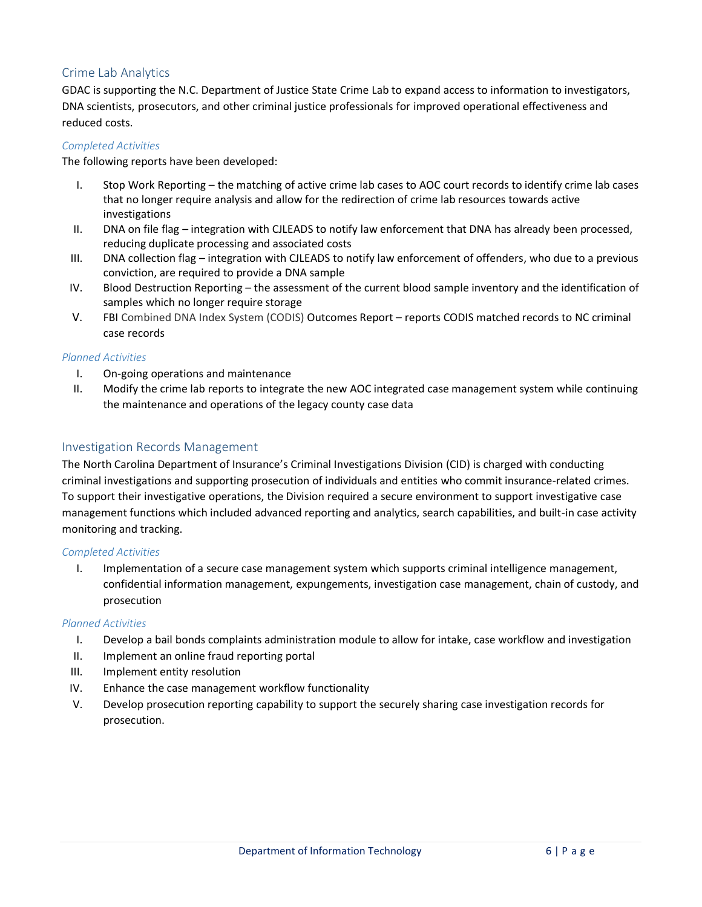## Crime Lab Analytics

GDAC is supporting the N.C. Department of Justice State Crime Lab to expand access to information to investigators, DNA scientists, prosecutors, and other criminal justice professionals for improved operational effectiveness and reduced costs.

### *Completed Activities*

The following reports have been developed:

I. Stop Work Reporting – the matching of active crime lab cases to AOC court records to identify crime lab cases that no longer require analysis and allow for the redirection of crime lab resources towards active investigations
II. DNA on file flag – integration with CJLEADS to notify law enforcement that DNA has already been processed, reducing duplicate processing and associated costs
III. DNA collection flag – integration with CJLEADS to notify law enforcement of offenders, who due to a previous conviction, are required to provide a DNA sample
IV. Blood Destruction Reporting – the assessment of the current blood sample inventory and the identification of samples which no longer require storage
V. FBI Combined DNA Index System (CODIS) Outcomes Report – reports CODIS matched records to NC criminal case records

### *Planned Activities*

I. On-going operations and maintenance
II. Modify the crime lab reports to integrate the new AOC integrated case management system while continuing the maintenance and operations of the legacy county case data

## Investigation Records Management

The North Carolina Department of Insurance's Criminal Investigations Division (CID) is charged with conducting criminal investigations and supporting prosecution of individuals and entities who commit insurance-related crimes. To support their investigative operations, the Division required a secure environment to support investigative case management functions which included advanced reporting and analytics, search capabilities, and built-in case activity monitoring and tracking.

### *Completed Activities*

I. Implementation of a secure case management system which supports criminal intelligence management, confidential information management, expungements, investigation case management, chain of custody, and prosecution

### *Planned Activities*

I. Develop a bail bonds complaints administration module to allow for intake, case workflow and investigation
II. Implement an online fraud reporting portal
III. Implement entity resolution
IV. Enhance the case management workflow functionality
V. Develop prosecution reporting capability to support the securely sharing case investigation records for prosecution.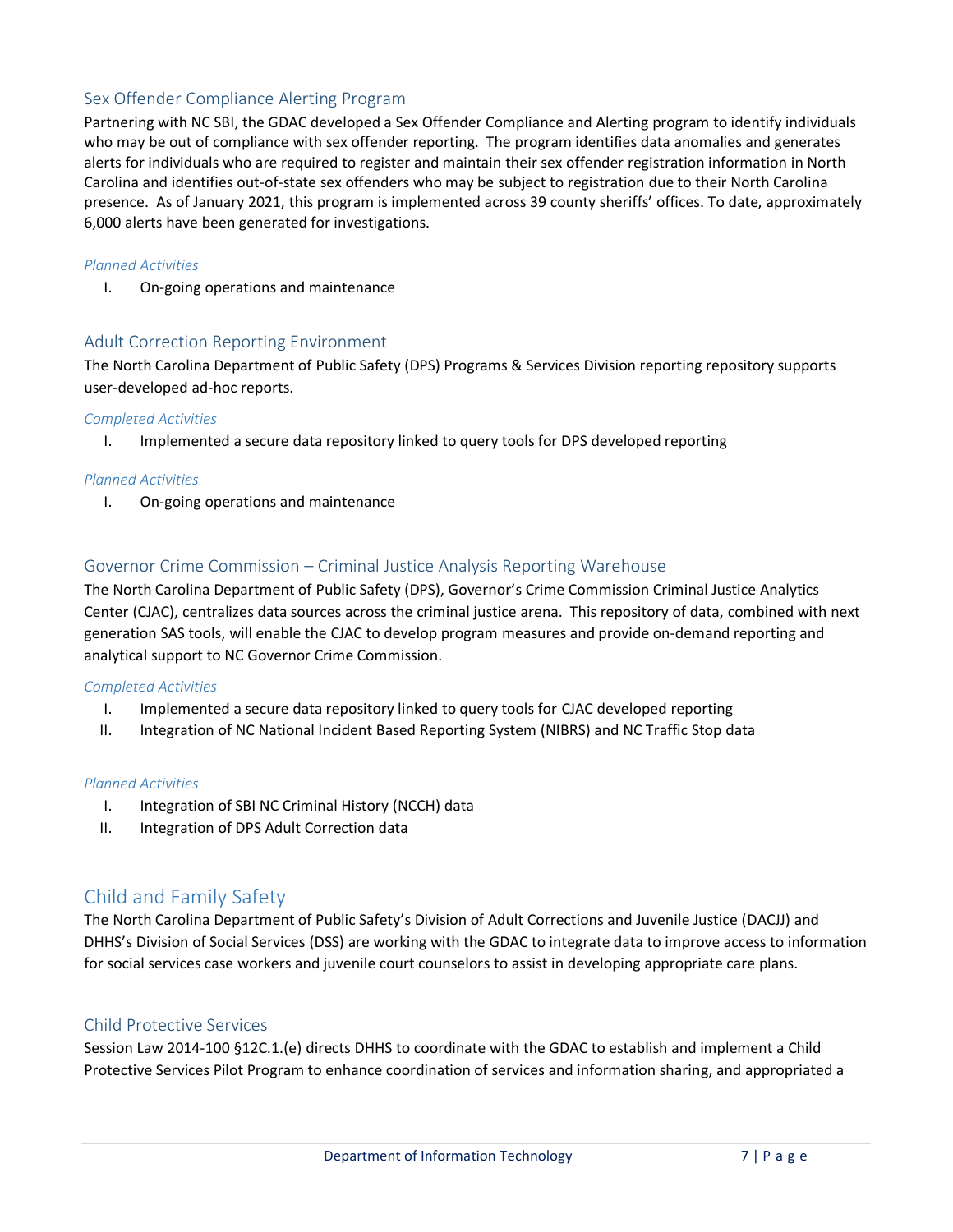### Sex Offender Compliance Alerting Program

Partnering with NC SBI, the GDAC developed a Sex Offender Compliance and Alerting program to identify individuals who may be out of compliance with sex offender reporting. The program identifies data anomalies and generates alerts for individuals who are required to register and maintain their sex offender registration information in North Carolina and identifies out-of-state sex offenders who may be subject to registration due to their North Carolina presence. As of January 2021, this program is implemented across 39 county sheriffs' offices. To date, approximately 6,000 alerts have been generated for investigations.

*Planned Activities*

I. On-going operations and maintenance

### Adult Correction Reporting Environment

The North Carolina Department of Public Safety (DPS) Programs & Services Division reporting repository supports user-developed ad-hoc reports.

*Completed Activities*

I. Implemented a secure data repository linked to query tools for DPS developed reporting

*Planned Activities*

I. On-going operations and maintenance

### Governor Crime Commission – Criminal Justice Analysis Reporting Warehouse

The North Carolina Department of Public Safety (DPS), Governor's Crime Commission Criminal Justice Analytics Center (CJAC), centralizes data sources across the criminal justice arena. This repository of data, combined with next generation SAS tools, will enable the CJAC to develop program measures and provide on-demand reporting and analytical support to NC Governor Crime Commission.

*Completed Activities*

I. Implemented a secure data repository linked to query tools for CJAC developed reporting
II. Integration of NC National Incident Based Reporting System (NIBRS) and NC Traffic Stop data

*Planned Activities*

I. Integration of SBI NC Criminal History (NCCH) data
II. Integration of DPS Adult Correction data

## Child and Family Safety

The North Carolina Department of Public Safety's Division of Adult Corrections and Juvenile Justice (DACJJ) and DHHS's Division of Social Services (DSS) are working with the GDAC to integrate data to improve access to information for social services case workers and juvenile court counselors to assist in developing appropriate care plans.

### Child Protective Services

Session Law 2014-100 §12C.1.(e) directs DHHS to coordinate with the GDAC to establish and implement a Child Protective Services Pilot Program to enhance coordination of services and information sharing, and appropriated a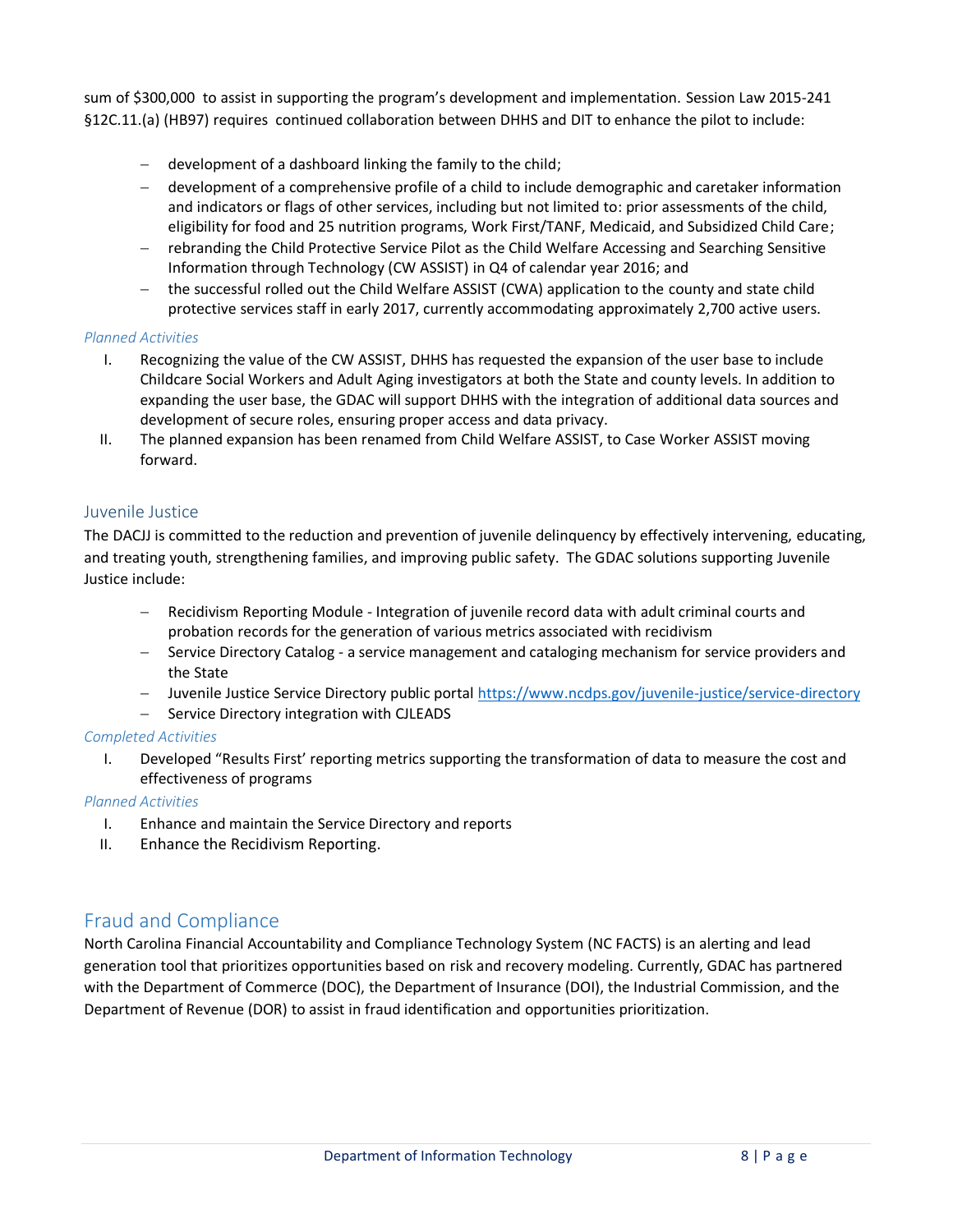sum of $300,000 to assist in supporting the program's development and implementation. Session Law 2015-241 §12C.11.(a) (HB97) requires continued collaboration between DHHS and DIT to enhance the pilot to include:

- development of a dashboard linking the family to the child;
- development of a comprehensive profile of a child to include demographic and caretaker information and indicators or flags of other services, including but not limited to: prior assessments of the child, eligibility for food and 25 nutrition programs, Work First/TANF, Medicaid, and Subsidized Child Care;
- rebranding the Child Protective Service Pilot as the Child Welfare Accessing and Searching Sensitive Information through Technology (CW ASSIST) in Q4 of calendar year 2016; and
- the successful rolled out the Child Welfare ASSIST (CWA) application to the county and state child protective services staff in early 2017, currently accommodating approximately 2,700 active users.

*Planned Activities*

I. Recognizing the value of the CW ASSIST, DHHS has requested the expansion of the user base to include Childcare Social Workers and Adult Aging investigators at both the State and county levels. In addition to expanding the user base, the GDAC will support DHHS with the integration of additional data sources and development of secure roles, ensuring proper access and data privacy.
II. The planned expansion has been renamed from Child Welfare ASSIST, to Case Worker ASSIST moving forward.

### Juvenile Justice

The DACJJ is committed to the reduction and prevention of juvenile delinquency by effectively intervening, educating, and treating youth, strengthening families, and improving public safety. The GDAC solutions supporting Juvenile Justice include:

- Recidivism Reporting Module - Integration of juvenile record data with adult criminal courts and probation records for the generation of various metrics associated with recidivism
- Service Directory Catalog - a service management and cataloging mechanism for service providers and the State
- Juvenile Justice Service Directory public portal https://www.ncdps.gov/juvenile-justice/service-directory
- Service Directory integration with CJLEADS

*Completed Activities*

I. Developed "Results First' reporting metrics supporting the transformation of data to measure the cost and effectiveness of programs

*Planned Activities*

I. Enhance and maintain the Service Directory and reports
II. Enhance the Recidivism Reporting.

## Fraud and Compliance

North Carolina Financial Accountability and Compliance Technology System (NC FACTS) is an alerting and lead generation tool that prioritizes opportunities based on risk and recovery modeling. Currently, GDAC has partnered with the Department of Commerce (DOC), the Department of Insurance (DOI), the Industrial Commission, and the Department of Revenue (DOR) to assist in fraud identification and opportunities prioritization.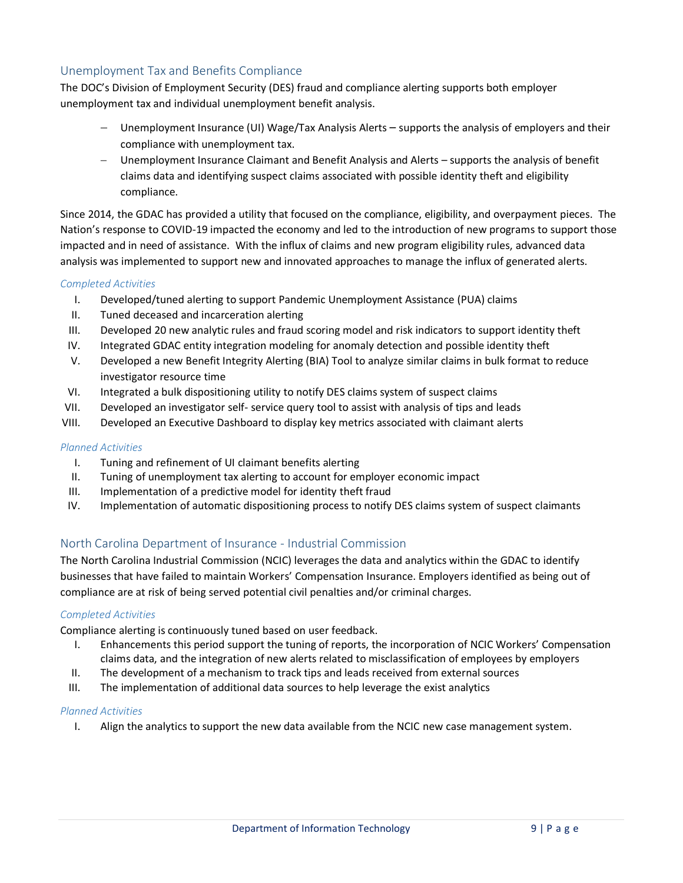## Unemployment Tax and Benefits Compliance

The DOC's Division of Employment Security (DES) fraud and compliance alerting supports both employer unemployment tax and individual unemployment benefit analysis.

- Unemployment Insurance (UI) Wage/Tax Analysis Alerts – supports the analysis of employers and their compliance with unemployment tax.
- Unemployment Insurance Claimant and Benefit Analysis and Alerts – supports the analysis of benefit claims data and identifying suspect claims associated with possible identity theft and eligibility compliance.

Since 2014, the GDAC has provided a utility that focused on the compliance, eligibility, and overpayment pieces. The Nation's response to COVID-19 impacted the economy and led to the introduction of new programs to support those impacted and in need of assistance. With the influx of claims and new program eligibility rules, advanced data analysis was implemented to support new and innovated approaches to manage the influx of generated alerts.

*Completed Activities*

I. Developed/tuned alerting to support Pandemic Unemployment Assistance (PUA) claims
II. Tuned deceased and incarceration alerting
III. Developed 20 new analytic rules and fraud scoring model and risk indicators to support identity theft
IV. Integrated GDAC entity integration modeling for anomaly detection and possible identity theft
V. Developed a new Benefit Integrity Alerting (BIA) Tool to analyze similar claims in bulk format to reduce investigator resource time
VI. Integrated a bulk dispositioning utility to notify DES claims system of suspect claims
VII. Developed an investigator self- service query tool to assist with analysis of tips and leads
VIII. Developed an Executive Dashboard to display key metrics associated with claimant alerts

*Planned Activities*

I. Tuning and refinement of UI claimant benefits alerting
II. Tuning of unemployment tax alerting to account for employer economic impact
III. Implementation of a predictive model for identity theft fraud
IV. Implementation of automatic dispositioning process to notify DES claims system of suspect claimants

## North Carolina Department of Insurance - Industrial Commission

The North Carolina Industrial Commission (NCIC) leverages the data and analytics within the GDAC to identify businesses that have failed to maintain Workers' Compensation Insurance. Employers identified as being out of compliance are at risk of being served potential civil penalties and/or criminal charges.

*Completed Activities*

Compliance alerting is continuously tuned based on user feedback.

I. Enhancements this period support the tuning of reports, the incorporation of NCIC Workers' Compensation claims data, and the integration of new alerts related to misclassification of employees by employers
II. The development of a mechanism to track tips and leads received from external sources
III. The implementation of additional data sources to help leverage the exist analytics

*Planned Activities*

I. Align the analytics to support the new data available from the NCIC new case management system.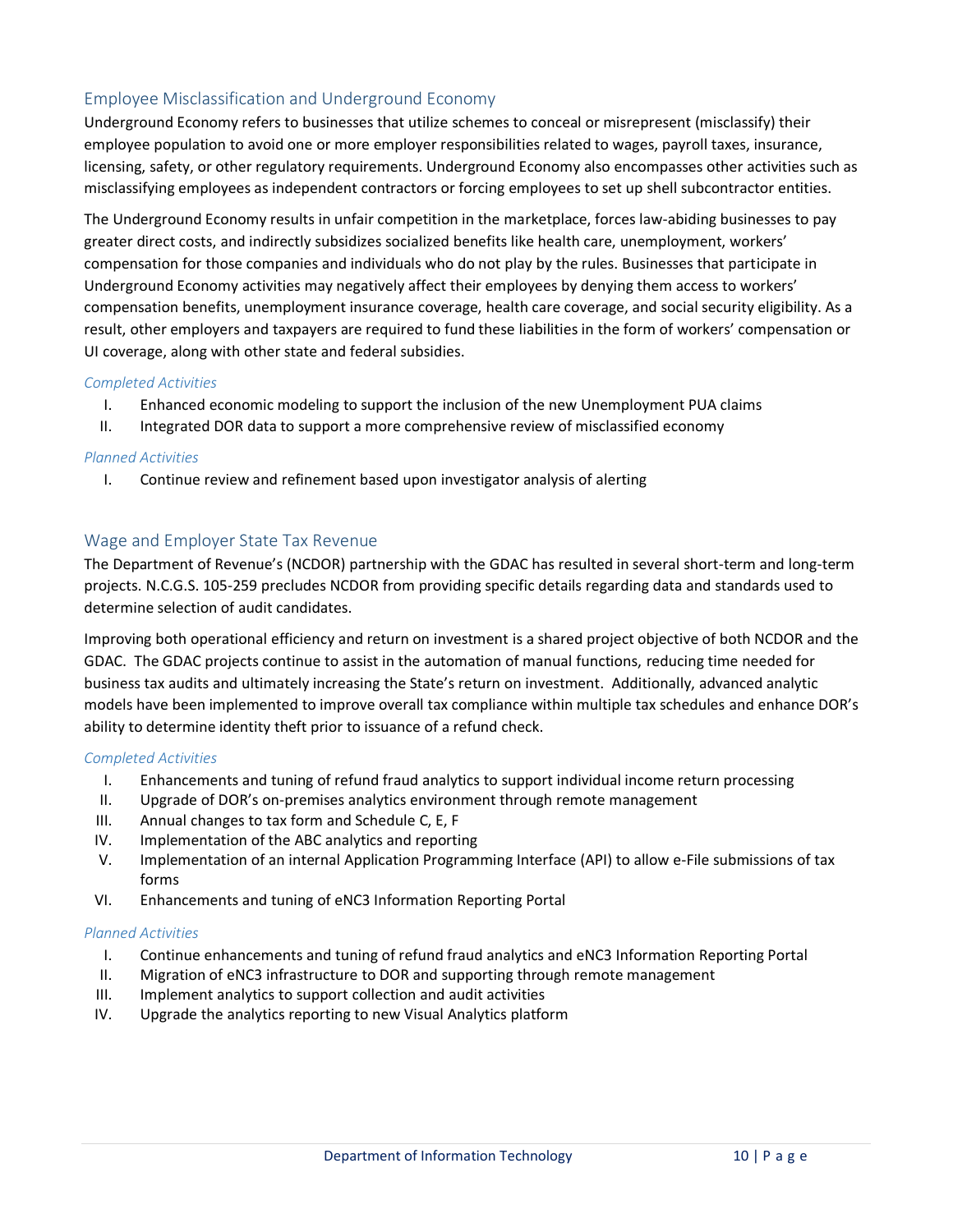## Employee Misclassification and Underground Economy

Underground Economy refers to businesses that utilize schemes to conceal or misrepresent (misclassify) their employee population to avoid one or more employer responsibilities related to wages, payroll taxes, insurance, licensing, safety, or other regulatory requirements. Underground Economy also encompasses other activities such as misclassifying employees as independent contractors or forcing employees to set up shell subcontractor entities.

The Underground Economy results in unfair competition in the marketplace, forces law-abiding businesses to pay greater direct costs, and indirectly subsidizes socialized benefits like health care, unemployment, workers' compensation for those companies and individuals who do not play by the rules. Businesses that participate in Underground Economy activities may negatively affect their employees by denying them access to workers' compensation benefits, unemployment insurance coverage, health care coverage, and social security eligibility. As a result, other employers and taxpayers are required to fund these liabilities in the form of workers' compensation or UI coverage, along with other state and federal subsidies.

*Completed Activities*

I. Enhanced economic modeling to support the inclusion of the new Unemployment PUA claims
II. Integrated DOR data to support a more comprehensive review of misclassified economy

*Planned Activities*

I. Continue review and refinement based upon investigator analysis of alerting

## Wage and Employer State Tax Revenue

The Department of Revenue's (NCDOR) partnership with the GDAC has resulted in several short-term and long-term projects. N.C.G.S. 105-259 precludes NCDOR from providing specific details regarding data and standards used to determine selection of audit candidates.

Improving both operational efficiency and return on investment is a shared project objective of both NCDOR and the GDAC. The GDAC projects continue to assist in the automation of manual functions, reducing time needed for business tax audits and ultimately increasing the State's return on investment. Additionally, advanced analytic models have been implemented to improve overall tax compliance within multiple tax schedules and enhance DOR's ability to determine identity theft prior to issuance of a refund check.

*Completed Activities*

I. Enhancements and tuning of refund fraud analytics to support individual income return processing
II. Upgrade of DOR's on-premises analytics environment through remote management
III. Annual changes to tax form and Schedule C, E, F
IV. Implementation of the ABC analytics and reporting
V. Implementation of an internal Application Programming Interface (API) to allow e-File submissions of tax forms
VI. Enhancements and tuning of eNC3 Information Reporting Portal

*Planned Activities*

I. Continue enhancements and tuning of refund fraud analytics and eNC3 Information Reporting Portal
II. Migration of eNC3 infrastructure to DOR and supporting through remote management
III. Implement analytics to support collection and audit activities
IV. Upgrade the analytics reporting to new Visual Analytics platform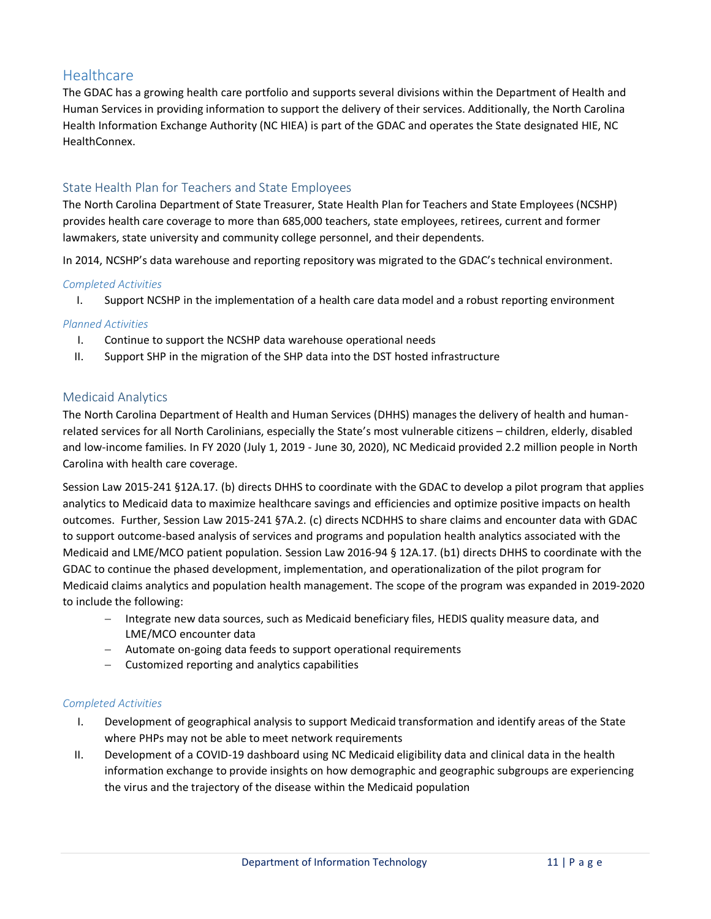## Healthcare

The GDAC has a growing health care portfolio and supports several divisions within the Department of Health and Human Services in providing information to support the delivery of their services. Additionally, the North Carolina Health Information Exchange Authority (NC HIEA) is part of the GDAC and operates the State designated HIE, NC HealthConnex.

### State Health Plan for Teachers and State Employees

The North Carolina Department of State Treasurer, State Health Plan for Teachers and State Employees (NCSHP) provides health care coverage to more than 685,000 teachers, state employees, retirees, current and former lawmakers, state university and community college personnel, and their dependents.

In 2014, NCSHP's data warehouse and reporting repository was migrated to the GDAC's technical environment.

*Completed Activities*

I. Support NCSHP in the implementation of a health care data model and a robust reporting environment

*Planned Activities*

I. Continue to support the NCSHP data warehouse operational needs
II. Support SHP in the migration of the SHP data into the DST hosted infrastructure

### Medicaid Analytics

The North Carolina Department of Health and Human Services (DHHS) manages the delivery of health and human-related services for all North Carolinians, especially the State's most vulnerable citizens – children, elderly, disabled and low-income families. In FY 2020 (July 1, 2019 - June 30, 2020), NC Medicaid provided 2.2 million people in North Carolina with health care coverage.

Session Law 2015-241 §12A.17. (b) directs DHHS to coordinate with the GDAC to develop a pilot program that applies analytics to Medicaid data to maximize healthcare savings and efficiencies and optimize positive impacts on health outcomes. Further, Session Law 2015-241 §7A.2. (c) directs NCDHHS to share claims and encounter data with GDAC to support outcome-based analysis of services and programs and population health analytics associated with the Medicaid and LME/MCO patient population. Session Law 2016-94 § 12A.17. (b1) directs DHHS to coordinate with the GDAC to continue the phased development, implementation, and operationalization of the pilot program for Medicaid claims analytics and population health management. The scope of the program was expanded in 2019-2020 to include the following:

- Integrate new data sources, such as Medicaid beneficiary files, HEDIS quality measure data, and LME/MCO encounter data
- Automate on-going data feeds to support operational requirements
- Customized reporting and analytics capabilities

*Completed Activities*

I. Development of geographical analysis to support Medicaid transformation and identify areas of the State where PHPs may not be able to meet network requirements
II. Development of a COVID-19 dashboard using NC Medicaid eligibility data and clinical data in the health information exchange to provide insights on how demographic and geographic subgroups are experiencing the virus and the trajectory of the disease within the Medicaid population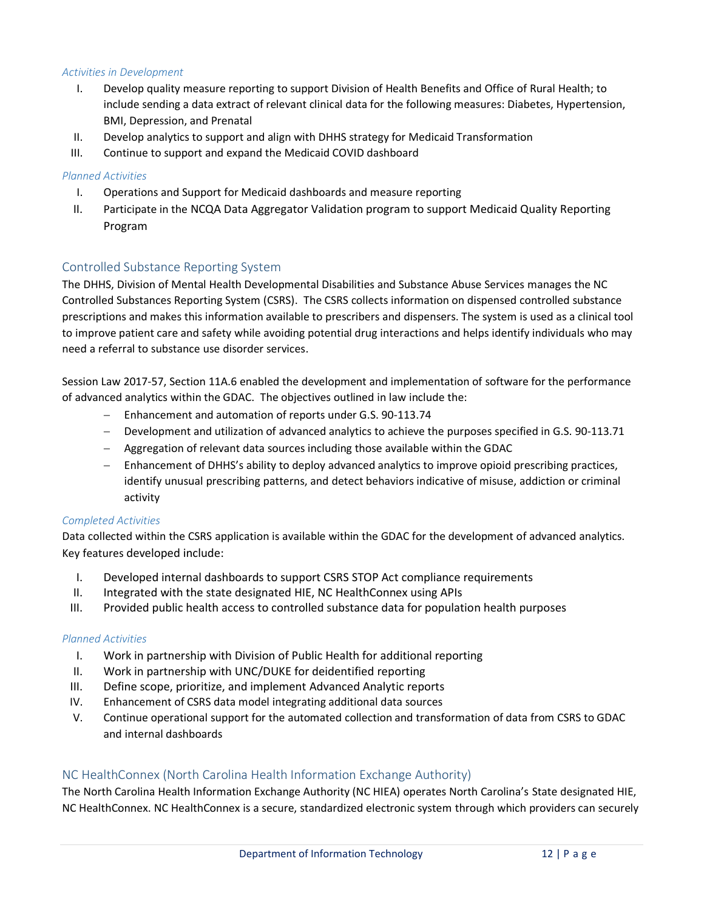*Activities in Development*

I. Develop quality measure reporting to support Division of Health Benefits and Office of Rural Health; to include sending a data extract of relevant clinical data for the following measures: Diabetes, Hypertension, BMI, Depression, and Prenatal
II. Develop analytics to support and align with DHHS strategy for Medicaid Transformation
III. Continue to support and expand the Medicaid COVID dashboard

*Planned Activities*

I. Operations and Support for Medicaid dashboards and measure reporting
II. Participate in the NCQA Data Aggregator Validation program to support Medicaid Quality Reporting Program

## Controlled Substance Reporting System

The DHHS, Division of Mental Health Developmental Disabilities and Substance Abuse Services manages the NC Controlled Substances Reporting System (CSRS). The CSRS collects information on dispensed controlled substance prescriptions and makes this information available to prescribers and dispensers. The system is used as a clinical tool to improve patient care and safety while avoiding potential drug interactions and helps identify individuals who may need a referral to substance use disorder services.

Session Law 2017-57, Section 11A.6 enabled the development and implementation of software for the performance of advanced analytics within the GDAC. The objectives outlined in law include the:

- Enhancement and automation of reports under G.S. 90-113.74
- Development and utilization of advanced analytics to achieve the purposes specified in G.S. 90-113.71
- Aggregation of relevant data sources including those available within the GDAC
- Enhancement of DHHS's ability to deploy advanced analytics to improve opioid prescribing practices, identify unusual prescribing patterns, and detect behaviors indicative of misuse, addiction or criminal activity

*Completed Activities*

Data collected within the CSRS application is available within the GDAC for the development of advanced analytics. Key features developed include:

I. Developed internal dashboards to support CSRS STOP Act compliance requirements
II. Integrated with the state designated HIE, NC HealthConnex using APIs
III. Provided public health access to controlled substance data for population health purposes

*Planned Activities*

I. Work in partnership with Division of Public Health for additional reporting
II. Work in partnership with UNC/DUKE for deidentified reporting
III. Define scope, prioritize, and implement Advanced Analytic reports
IV. Enhancement of CSRS data model integrating additional data sources
V. Continue operational support for the automated collection and transformation of data from CSRS to GDAC and internal dashboards

## NC HealthConnex (North Carolina Health Information Exchange Authority)

The North Carolina Health Information Exchange Authority (NC HIEA) operates North Carolina's State designated HIE, NC HealthConnex. NC HealthConnex is a secure, standardized electronic system through which providers can securely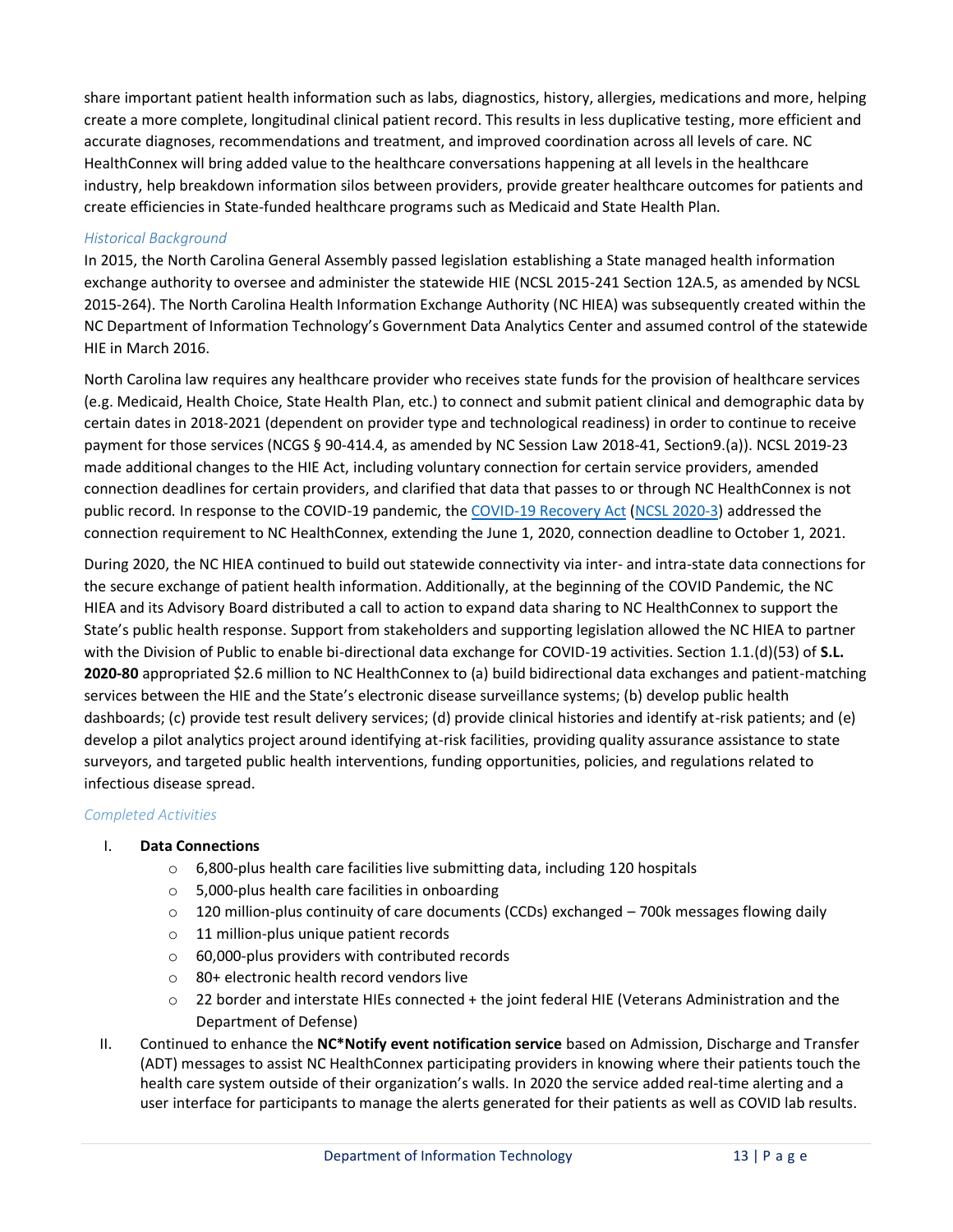share important patient health information such as labs, diagnostics, history, allergies, medications and more, helping create a more complete, longitudinal clinical patient record. This results in less duplicative testing, more efficient and accurate diagnoses, recommendations and treatment, and improved coordination across all levels of care. NC HealthConnex will bring added value to the healthcare conversations happening at all levels in the healthcare industry, help breakdown information silos between providers, provide greater healthcare outcomes for patients and create efficiencies in State-funded healthcare programs such as Medicaid and State Health Plan.

*Historical Background*

In 2015, the North Carolina General Assembly passed legislation establishing a State managed health information exchange authority to oversee and administer the statewide HIE (NCSL 2015-241 Section 12A.5, as amended by NCSL 2015-264). The North Carolina Health Information Exchange Authority (NC HIEA) was subsequently created within the NC Department of Information Technology's Government Data Analytics Center and assumed control of the statewide HIE in March 2016.

North Carolina law requires any healthcare provider who receives state funds for the provision of healthcare services (e.g. Medicaid, Health Choice, State Health Plan, etc.) to connect and submit patient clinical and demographic data by certain dates in 2018-2021 (dependent on provider type and technological readiness) in order to continue to receive payment for those services (NCGS § 90-414.4, as amended by NC Session Law 2018-41, Section9.(a)). NCSL 2019-23 made additional changes to the HIE Act, including voluntary connection for certain service providers, amended connection deadlines for certain providers, and clarified that data that passes to or through NC HealthConnex is not public record. In response to the COVID-19 pandemic, the COVID-19 Recovery Act (NCSL 2020-3) addressed the connection requirement to NC HealthConnex, extending the June 1, 2020, connection deadline to October 1, 2021.

During 2020, the NC HIEA continued to build out statewide connectivity via inter- and intra-state data connections for the secure exchange of patient health information. Additionally, at the beginning of the COVID Pandemic, the NC HIEA and its Advisory Board distributed a call to action to expand data sharing to NC HealthConnex to support the State's public health response. Support from stakeholders and supporting legislation allowed the NC HIEA to partner with the Division of Public to enable bi-directional data exchange for COVID-19 activities. Section 1.1.(d)(53) of **S.L. 2020-80** appropriated $2.6 million to NC HealthConnex to (a) build bidirectional data exchanges and patient-matching services between the HIE and the State's electronic disease surveillance systems; (b) develop public health dashboards; (c) provide test result delivery services; (d) provide clinical histories and identify at-risk patients; and (e) develop a pilot analytics project around identifying at-risk facilities, providing quality assurance assistance to state surveyors, and targeted public health interventions, funding opportunities, policies, and regulations related to infectious disease spread.

*Completed Activities*

I. **Data Connections**
   - 6,800-plus health care facilities live submitting data, including 120 hospitals
   - 5,000-plus health care facilities in onboarding
   - 120 million-plus continuity of care documents (CCDs) exchanged – 700k messages flowing daily
   - 11 million-plus unique patient records
   - 60,000-plus providers with contributed records
   - 80+ electronic health record vendors live
   - 22 border and interstate HIEs connected + the joint federal HIE (Veterans Administration and the Department of Defense)

II. Continued to enhance the **NC\*Notify event notification service** based on Admission, Discharge and Transfer (ADT) messages to assist NC HealthConnex participating providers in knowing where their patients touch the health care system outside of their organization's walls. In 2020 the service added real-time alerting and a user interface for participants to manage the alerts generated for their patients as well as COVID lab results.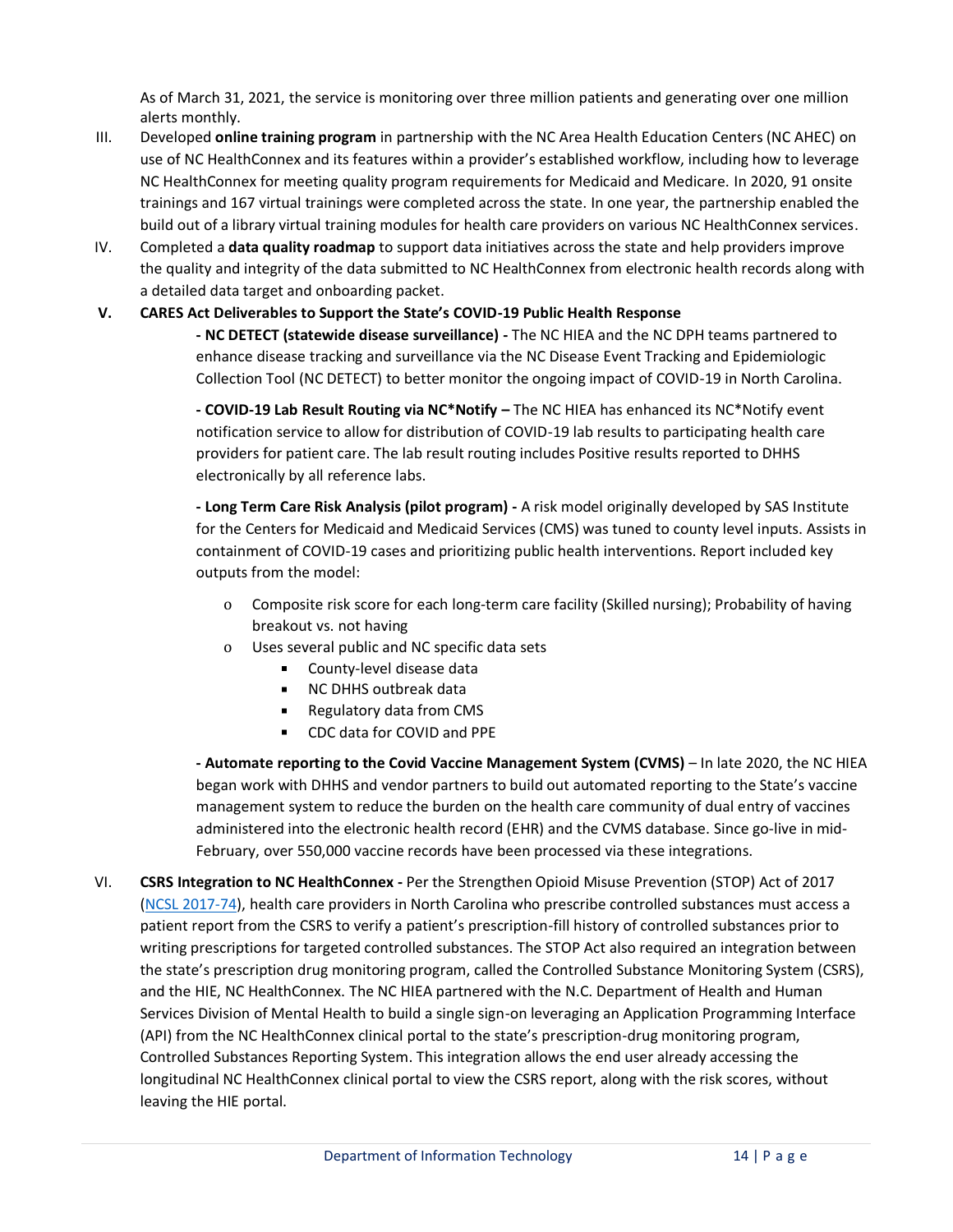As of March 31, 2021, the service is monitoring over three million patients and generating over one million alerts monthly.

III. Developed **online training program** in partnership with the NC Area Health Education Centers (NC AHEC) on use of NC HealthConnex and its features within a provider's established workflow, including how to leverage NC HealthConnex for meeting quality program requirements for Medicaid and Medicare. In 2020, 91 onsite trainings and 167 virtual trainings were completed across the state. In one year, the partnership enabled the build out of a library virtual training modules for health care providers on various NC HealthConnex services.

IV. Completed a **data quality roadmap** to support data initiatives across the state and help providers improve the quality and integrity of the data submitted to NC HealthConnex from electronic health records along with a detailed data target and onboarding packet.

**V. CARES Act Deliverables to Support the State's COVID-19 Public Health Response**

**- NC DETECT (statewide disease surveillance) -** The NC HIEA and the NC DPH teams partnered to enhance disease tracking and surveillance via the NC Disease Event Tracking and Epidemiologic Collection Tool (NC DETECT) to better monitor the ongoing impact of COVID-19 in North Carolina.

**- COVID-19 Lab Result Routing via NC*Notify –** The NC HIEA has enhanced its NC*Notify event notification service to allow for distribution of COVID-19 lab results to participating health care providers for patient care. The lab result routing includes Positive results reported to DHHS electronically by all reference labs.

**- Long Term Care Risk Analysis (pilot program) -** A risk model originally developed by SAS Institute for the Centers for Medicaid and Medicaid Services (CMS) was tuned to county level inputs. Assists in containment of COVID-19 cases and prioritizing public health interventions. Report included key outputs from the model:

- Composite risk score for each long-term care facility (Skilled nursing); Probability of having breakout vs. not having
- Uses several public and NC specific data sets
  - County-level disease data
  - NC DHHS outbreak data
  - Regulatory data from CMS
  - CDC data for COVID and PPE

**- Automate reporting to the Covid Vaccine Management System (CVMS)** – In late 2020, the NC HIEA began work with DHHS and vendor partners to build out automated reporting to the State's vaccine management system to reduce the burden on the health care community of dual entry of vaccines administered into the electronic health record (EHR) and the CVMS database. Since go-live in mid-February, over 550,000 vaccine records have been processed via these integrations.

VI. **CSRS Integration to NC HealthConnex -** Per the Strengthen Opioid Misuse Prevention (STOP) Act of 2017 (NCSL 2017-74), health care providers in North Carolina who prescribe controlled substances must access a patient report from the CSRS to verify a patient's prescription-fill history of controlled substances prior to writing prescriptions for targeted controlled substances. The STOP Act also required an integration between the state's prescription drug monitoring program, called the Controlled Substance Monitoring System (CSRS), and the HIE, NC HealthConnex. The NC HIEA partnered with the N.C. Department of Health and Human Services Division of Mental Health to build a single sign-on leveraging an Application Programming Interface (API) from the NC HealthConnex clinical portal to the state's prescription-drug monitoring program, Controlled Substances Reporting System. This integration allows the end user already accessing the longitudinal NC HealthConnex clinical portal to view the CSRS report, along with the risk scores, without leaving the HIE portal.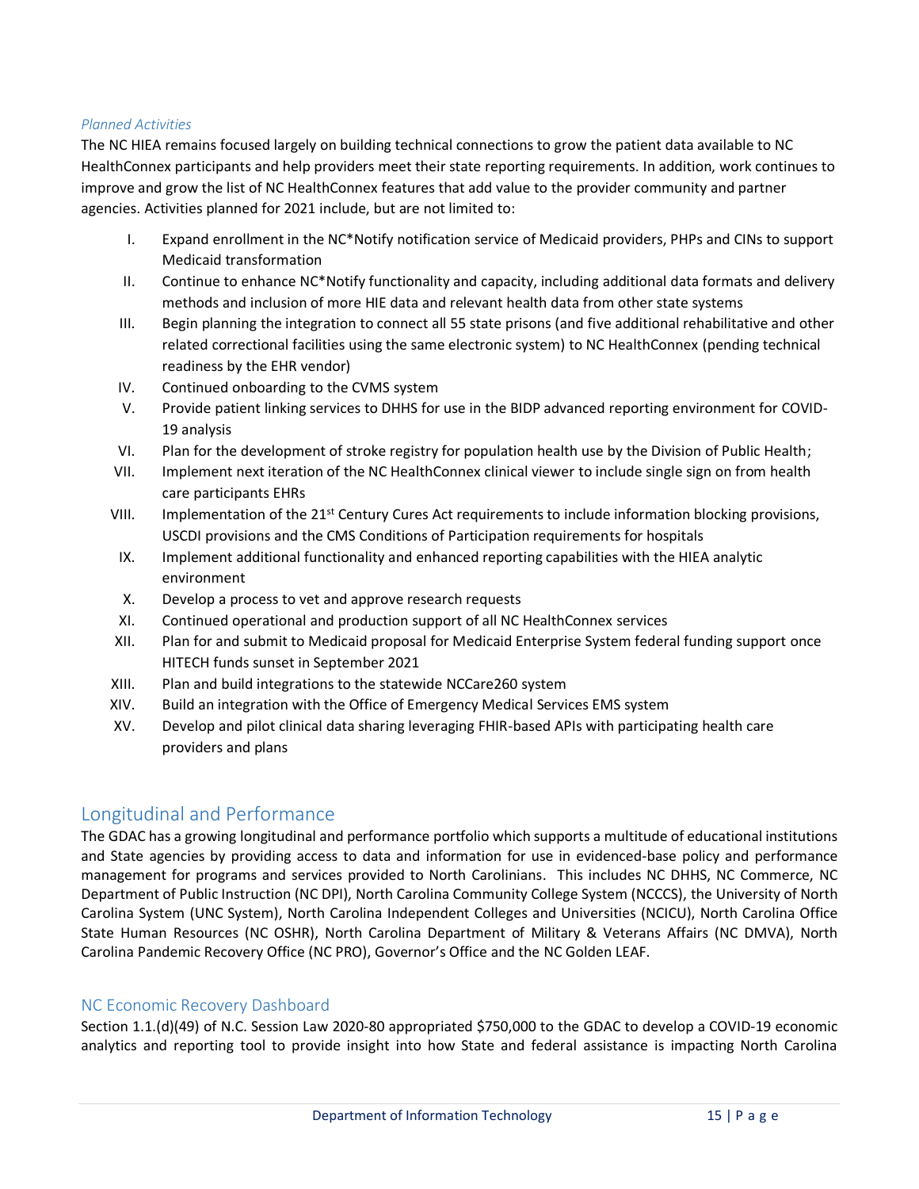*Planned Activities*

The NC HIEA remains focused largely on building technical connections to grow the patient data available to NC HealthConnex participants and help providers meet their state reporting requirements. In addition, work continues to improve and grow the list of NC HealthConnex features that add value to the provider community and partner agencies. Activities planned for 2021 include, but are not limited to:

I. Expand enrollment in the NC*Notify notification service of Medicaid providers, PHPs and CINs to support Medicaid transformation
II. Continue to enhance NC*Notify functionality and capacity, including additional data formats and delivery methods and inclusion of more HIE data and relevant health data from other state systems
III. Begin planning the integration to connect all 55 state prisons (and five additional rehabilitative and other related correctional facilities using the same electronic system) to NC HealthConnex (pending technical readiness by the EHR vendor)
IV. Continued onboarding to the CVMS system
V. Provide patient linking services to DHHS for use in the BIDP advanced reporting environment for COVID-19 analysis
VI. Plan for the development of stroke registry for population health use by the Division of Public Health;
VII. Implement next iteration of the NC HealthConnex clinical viewer to include single sign on from health care participants EHRs
VIII. Implementation of the 21st Century Cures Act requirements to include information blocking provisions, USCDI provisions and the CMS Conditions of Participation requirements for hospitals
IX. Implement additional functionality and enhanced reporting capabilities with the HIEA analytic environment
X. Develop a process to vet and approve research requests
XI. Continued operational and production support of all NC HealthConnex services
XII. Plan for and submit to Medicaid proposal for Medicaid Enterprise System federal funding support once HITECH funds sunset in September 2021
XIII. Plan and build integrations to the statewide NCCare260 system
XIV. Build an integration with the Office of Emergency Medical Services EMS system
XV. Develop and pilot clinical data sharing leveraging FHIR-based APIs with participating health care providers and plans

## Longitudinal and Performance

The GDAC has a growing longitudinal and performance portfolio which supports a multitude of educational institutions and State agencies by providing access to data and information for use in evidenced-base policy and performance management for programs and services provided to North Carolinians. This includes NC DHHS, NC Commerce, NC Department of Public Instruction (NC DPI), North Carolina Community College System (NCCCS), the University of North Carolina System (UNC System), North Carolina Independent Colleges and Universities (NCICU), North Carolina Office State Human Resources (NC OSHR), North Carolina Department of Military & Veterans Affairs (NC DMVA), North Carolina Pandemic Recovery Office (NC PRO), Governor's Office and the NC Golden LEAF.

### NC Economic Recovery Dashboard

Section 1.1.(d)(49) of N.C. Session Law 2020-80 appropriated $750,000 to the GDAC to develop a COVID-19 economic analytics and reporting tool to provide insight into how State and federal assistance is impacting North Carolina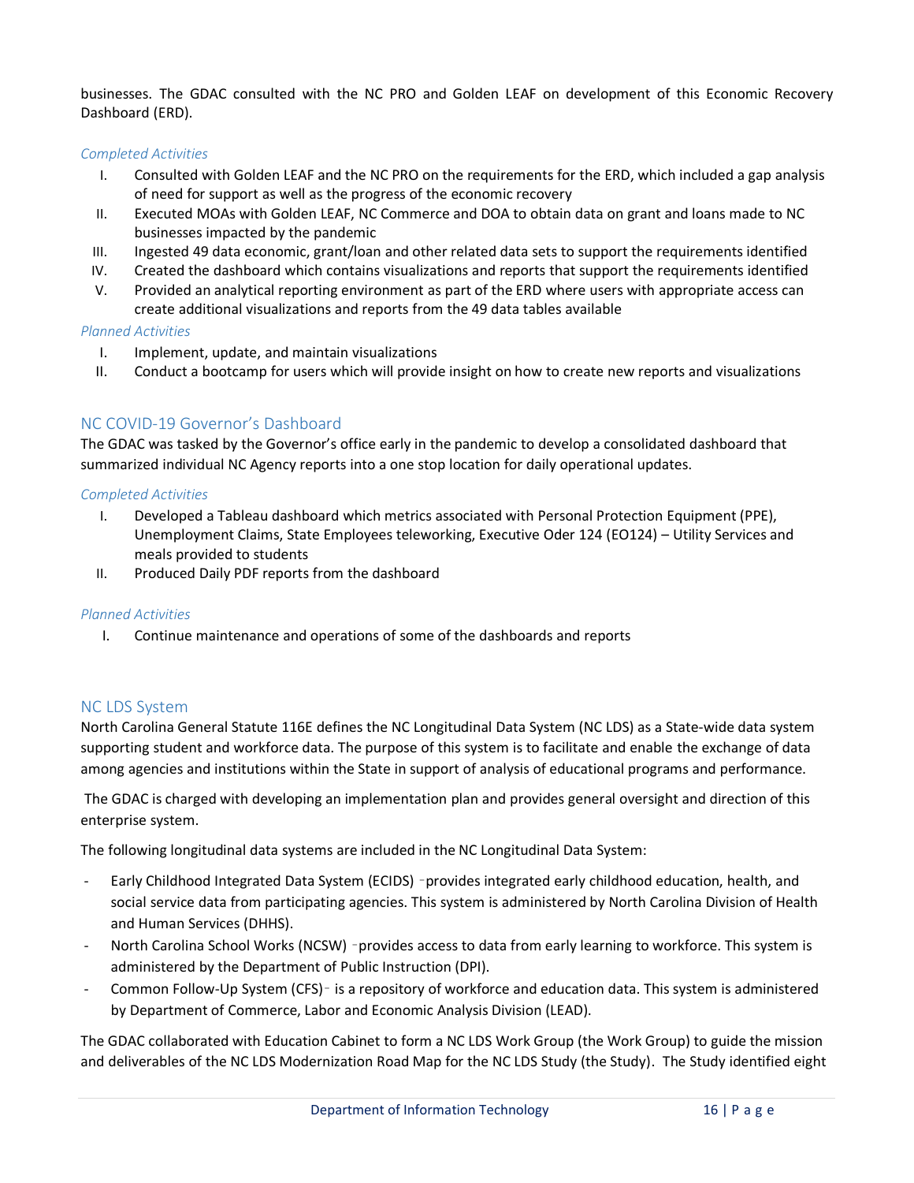businesses. The GDAC consulted with the NC PRO and Golden LEAF on development of this Economic Recovery Dashboard (ERD).

*Completed Activities*

I. Consulted with Golden LEAF and the NC PRO on the requirements for the ERD, which included a gap analysis of need for support as well as the progress of the economic recovery
II. Executed MOAs with Golden LEAF, NC Commerce and DOA to obtain data on grant and loans made to NC businesses impacted by the pandemic
III. Ingested 49 data economic, grant/loan and other related data sets to support the requirements identified
IV. Created the dashboard which contains visualizations and reports that support the requirements identified
V. Provided an analytical reporting environment as part of the ERD where users with appropriate access can create additional visualizations and reports from the 49 data tables available

*Planned Activities*

I. Implement, update, and maintain visualizations
II. Conduct a bootcamp for users which will provide insight on how to create new reports and visualizations

## NC COVID-19 Governor's Dashboard

The GDAC was tasked by the Governor's office early in the pandemic to develop a consolidated dashboard that summarized individual NC Agency reports into a one stop location for daily operational updates.

*Completed Activities*

I. Developed a Tableau dashboard which metrics associated with Personal Protection Equipment (PPE), Unemployment Claims, State Employees teleworking, Executive Oder 124 (EO124) – Utility Services and meals provided to students
II. Produced Daily PDF reports from the dashboard

*Planned Activities*

I. Continue maintenance and operations of some of the dashboards and reports

## NC LDS System

North Carolina General Statute 116E defines the NC Longitudinal Data System (NC LDS) as a State-wide data system supporting student and workforce data. The purpose of this system is to facilitate and enable the exchange of data among agencies and institutions within the State in support of analysis of educational programs and performance.

The GDAC is charged with developing an implementation plan and provides general oversight and direction of this enterprise system.

The following longitudinal data systems are included in the NC Longitudinal Data System:

- Early Childhood Integrated Data System (ECIDS) - provides integrated early childhood education, health, and social service data from participating agencies. This system is administered by North Carolina Division of Health and Human Services (DHHS).
- North Carolina School Works (NCSW) - provides access to data from early learning to workforce. This system is administered by the Department of Public Instruction (DPI).
- Common Follow-Up System (CFS) - is a repository of workforce and education data. This system is administered by Department of Commerce, Labor and Economic Analysis Division (LEAD).

The GDAC collaborated with Education Cabinet to form a NC LDS Work Group (the Work Group) to guide the mission and deliverables of the NC LDS Modernization Road Map for the NC LDS Study (the Study). The Study identified eight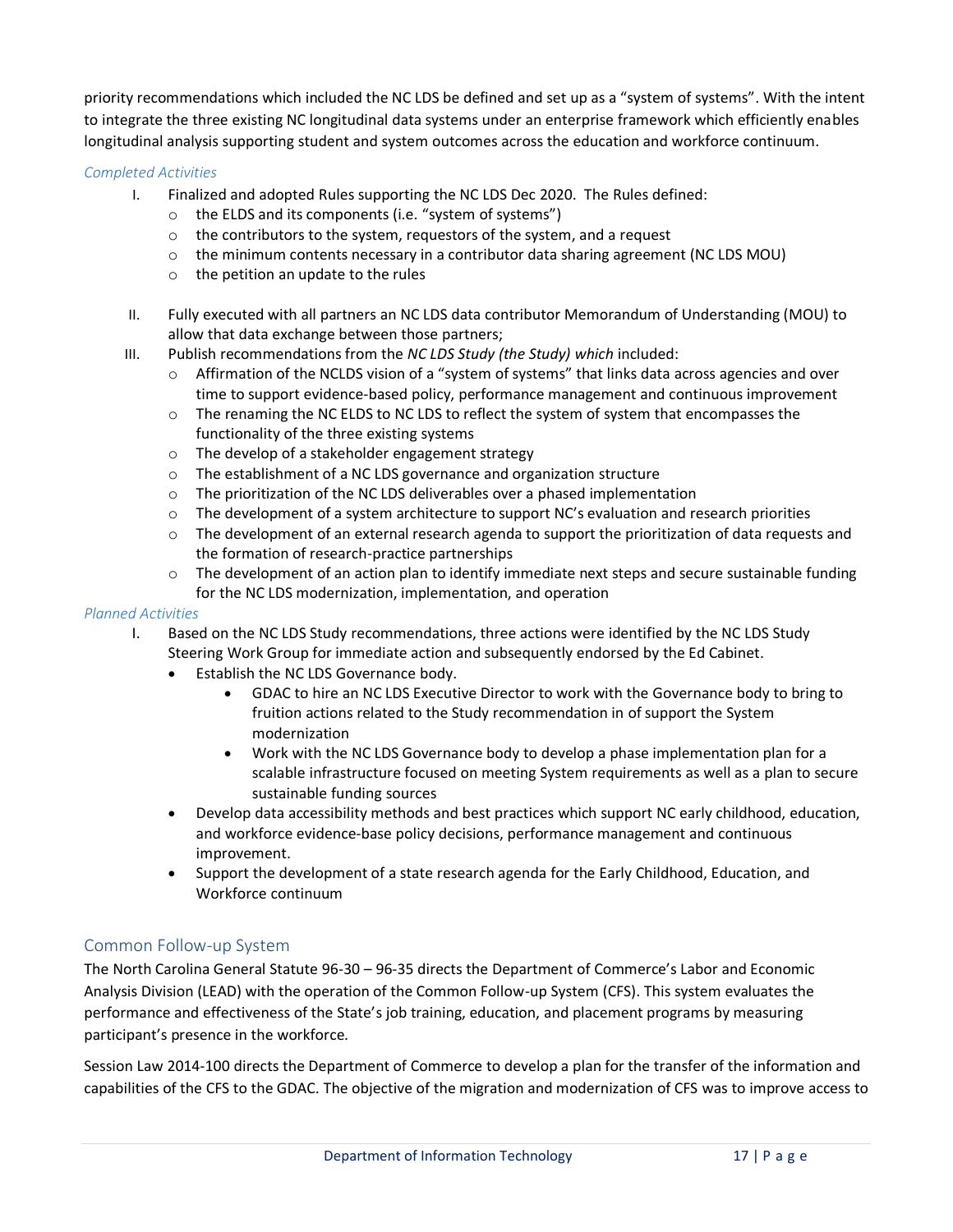priority recommendations which included the NC LDS be defined and set up as a "system of systems". With the intent to integrate the three existing NC longitudinal data systems under an enterprise framework which efficiently enables longitudinal analysis supporting student and system outcomes across the education and workforce continuum.

*Completed Activities*

I. Finalized and adopted Rules supporting the NC LDS Dec 2020. The Rules defined:
   - the ELDS and its components (i.e. "system of systems")
   - the contributors to the system, requestors of the system, and a request
   - the minimum contents necessary in a contributor data sharing agreement (NC LDS MOU)
   - the petition an update to the rules

II. Fully executed with all partners an NC LDS data contributor Memorandum of Understanding (MOU) to allow that data exchange between those partners;

III. Publish recommendations from the *NC LDS Study (the Study) which* included:
   - Affirmation of the NCLDS vision of a "system of systems" that links data across agencies and over time to support evidence-based policy, performance management and continuous improvement
   - The renaming the NC ELDS to NC LDS to reflect the system of system that encompasses the functionality of the three existing systems
   - The develop of a stakeholder engagement strategy
   - The establishment of a NC LDS governance and organization structure
   - The prioritization of the NC LDS deliverables over a phased implementation
   - The development of a system architecture to support NC's evaluation and research priorities
   - The development of an external research agenda to support the prioritization of data requests and the formation of research-practice partnerships
   - The development of an action plan to identify immediate next steps and secure sustainable funding for the NC LDS modernization, implementation, and operation

*Planned Activities*

I. Based on the NC LDS Study recommendations, three actions were identified by the NC LDS Study Steering Work Group for immediate action and subsequently endorsed by the Ed Cabinet.
   - Establish the NC LDS Governance body.
     - GDAC to hire an NC LDS Executive Director to work with the Governance body to bring to fruition actions related to the Study recommendation in of support the System modernization
     - Work with the NC LDS Governance body to develop a phase implementation plan for a scalable infrastructure focused on meeting System requirements as well as a plan to secure sustainable funding sources
   - Develop data accessibility methods and best practices which support NC early childhood, education, and workforce evidence-base policy decisions, performance management and continuous improvement.
   - Support the development of a state research agenda for the Early Childhood, Education, and Workforce continuum

## Common Follow-up System

The North Carolina General Statute 96-30 – 96-35 directs the Department of Commerce's Labor and Economic Analysis Division (LEAD) with the operation of the Common Follow-up System (CFS). This system evaluates the performance and effectiveness of the State's job training, education, and placement programs by measuring participant's presence in the workforce.

Session Law 2014-100 directs the Department of Commerce to develop a plan for the transfer of the information and capabilities of the CFS to the GDAC. The objective of the migration and modernization of CFS was to improve access to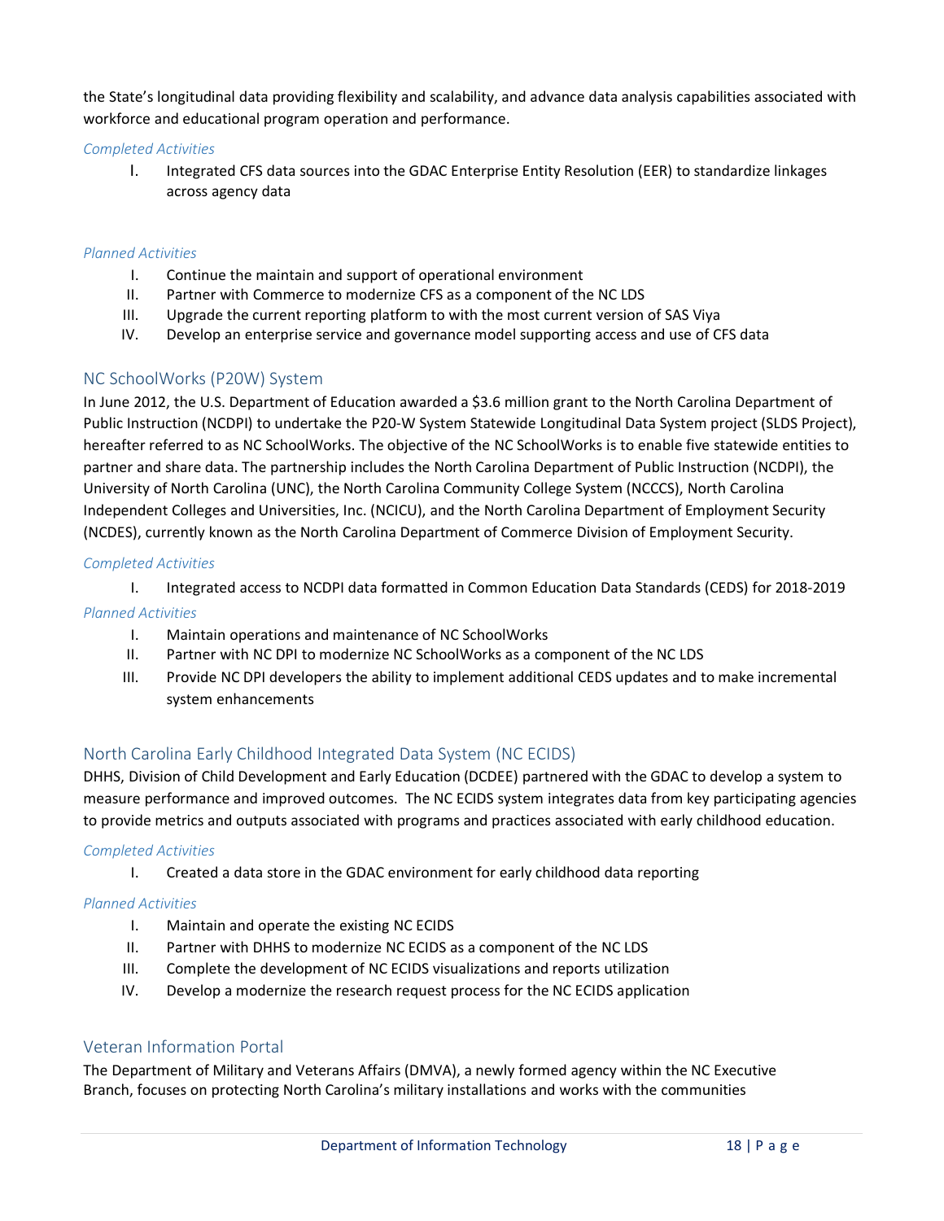the State's longitudinal data providing flexibility and scalability, and advance data analysis capabilities associated with workforce and educational program operation and performance.

*Completed Activities*

I. Integrated CFS data sources into the GDAC Enterprise Entity Resolution (EER) to standardize linkages across agency data

*Planned Activities*

I. Continue the maintain and support of operational environment
II. Partner with Commerce to modernize CFS as a component of the NC LDS
III. Upgrade the current reporting platform to with the most current version of SAS Viya
IV. Develop an enterprise service and governance model supporting access and use of CFS data

### NC SchoolWorks (P20W) System

In June 2012, the U.S. Department of Education awarded a $3.6 million grant to the North Carolina Department of Public Instruction (NCDPI) to undertake the P20-W System Statewide Longitudinal Data System project (SLDS Project), hereafter referred to as NC SchoolWorks. The objective of the NC SchoolWorks is to enable five statewide entities to partner and share data. The partnership includes the North Carolina Department of Public Instruction (NCDPI), the University of North Carolina (UNC), the North Carolina Community College System (NCCCS), North Carolina Independent Colleges and Universities, Inc. (NCICU), and the North Carolina Department of Employment Security (NCDES), currently known as the North Carolina Department of Commerce Division of Employment Security.

*Completed Activities*

I. Integrated access to NCDPI data formatted in Common Education Data Standards (CEDS) for 2018-2019

*Planned Activities*

I. Maintain operations and maintenance of NC SchoolWorks
II. Partner with NC DPI to modernize NC SchoolWorks as a component of the NC LDS
III. Provide NC DPI developers the ability to implement additional CEDS updates and to make incremental system enhancements

### North Carolina Early Childhood Integrated Data System (NC ECIDS)

DHHS, Division of Child Development and Early Education (DCDEE) partnered with the GDAC to develop a system to measure performance and improved outcomes. The NC ECIDS system integrates data from key participating agencies to provide metrics and outputs associated with programs and practices associated with early childhood education.

*Completed Activities*

I. Created a data store in the GDAC environment for early childhood data reporting

*Planned Activities*

I. Maintain and operate the existing NC ECIDS
II. Partner with DHHS to modernize NC ECIDS as a component of the NC LDS
III. Complete the development of NC ECIDS visualizations and reports utilization
IV. Develop a modernize the research request process for the NC ECIDS application

### Veteran Information Portal

The Department of Military and Veterans Affairs (DMVA), a newly formed agency within the NC Executive Branch, focuses on protecting North Carolina's military installations and works with the communities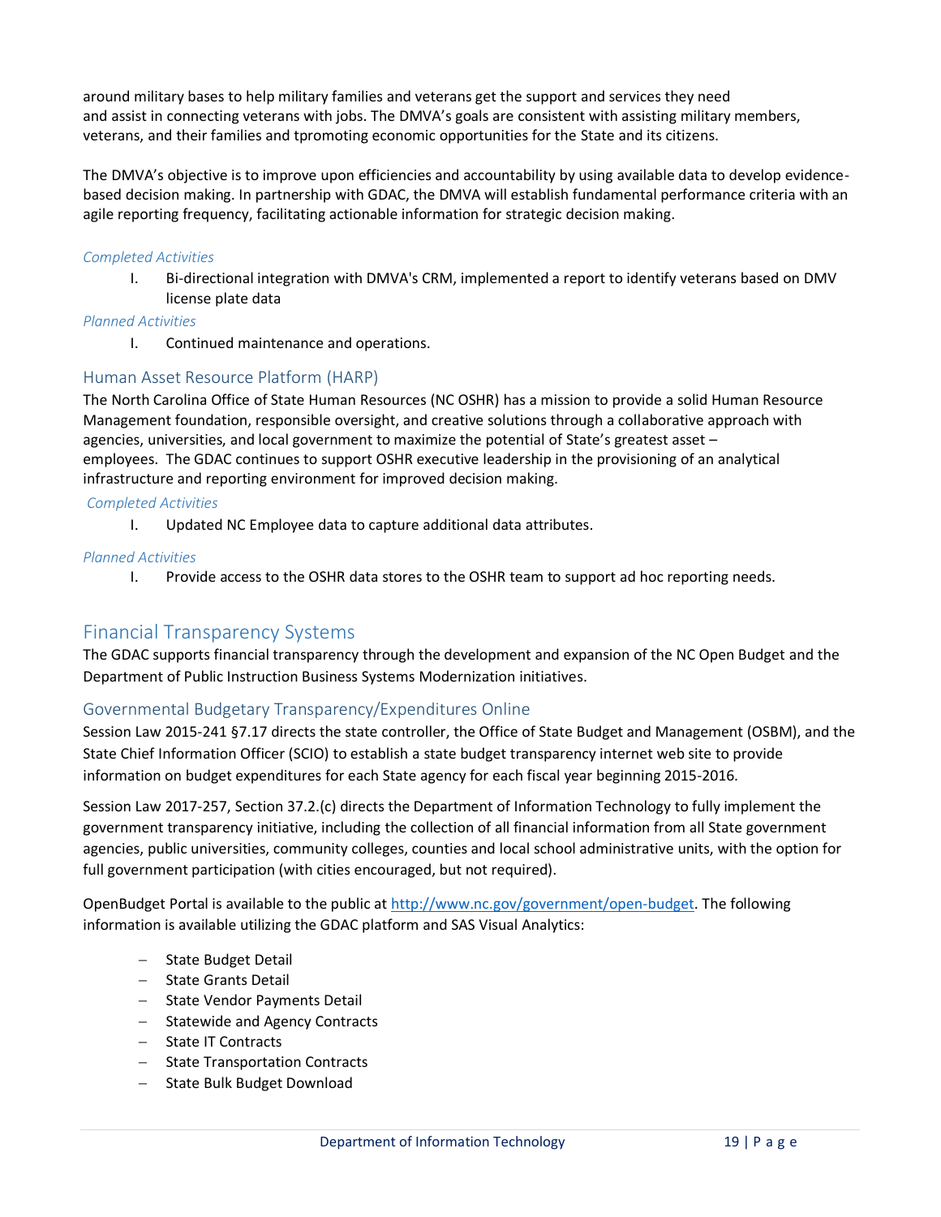around military bases to help military families and veterans get the support and services they need and assist in connecting veterans with jobs. The DMVA's goals are consistent with assisting military members, veterans, and their families and tpromoting economic opportunities for the State and its citizens.

The DMVA's objective is to improve upon efficiencies and accountability by using available data to develop evidence-based decision making. In partnership with GDAC, the DMVA will establish fundamental performance criteria with an agile reporting frequency, facilitating actionable information for strategic decision making.

*Completed Activities*

I. Bi-directional integration with DMVA's CRM, implemented a report to identify veterans based on DMV license plate data

*Planned Activities*

I. Continued maintenance and operations.

### Human Asset Resource Platform (HARP)

The North Carolina Office of State Human Resources (NC OSHR) has a mission to provide a solid Human Resource Management foundation, responsible oversight, and creative solutions through a collaborative approach with agencies, universities, and local government to maximize the potential of State's greatest asset – employees. The GDAC continues to support OSHR executive leadership in the provisioning of an analytical infrastructure and reporting environment for improved decision making.

*Completed Activities*

I. Updated NC Employee data to capture additional data attributes.

*Planned Activities*

I. Provide access to the OSHR data stores to the OSHR team to support ad hoc reporting needs.

## Financial Transparency Systems

The GDAC supports financial transparency through the development and expansion of the NC Open Budget and the Department of Public Instruction Business Systems Modernization initiatives.

### Governmental Budgetary Transparency/Expenditures Online

Session Law 2015-241 §7.17 directs the state controller, the Office of State Budget and Management (OSBM), and the State Chief Information Officer (SCIO) to establish a state budget transparency internet web site to provide information on budget expenditures for each State agency for each fiscal year beginning 2015-2016.

Session Law 2017-257, Section 37.2.(c) directs the Department of Information Technology to fully implement the government transparency initiative, including the collection of all financial information from all State government agencies, public universities, community colleges, counties and local school administrative units, with the option for full government participation (with cities encouraged, but not required).

OpenBudget Portal is available to the public at [http://www.nc.gov/government/open-budget](http://www.nc.gov/government/open-budget). The following information is available utilizing the GDAC platform and SAS Visual Analytics:

- State Budget Detail
- State Grants Detail
- State Vendor Payments Detail
- Statewide and Agency Contracts
- State IT Contracts
- State Transportation Contracts
- State Bulk Budget Download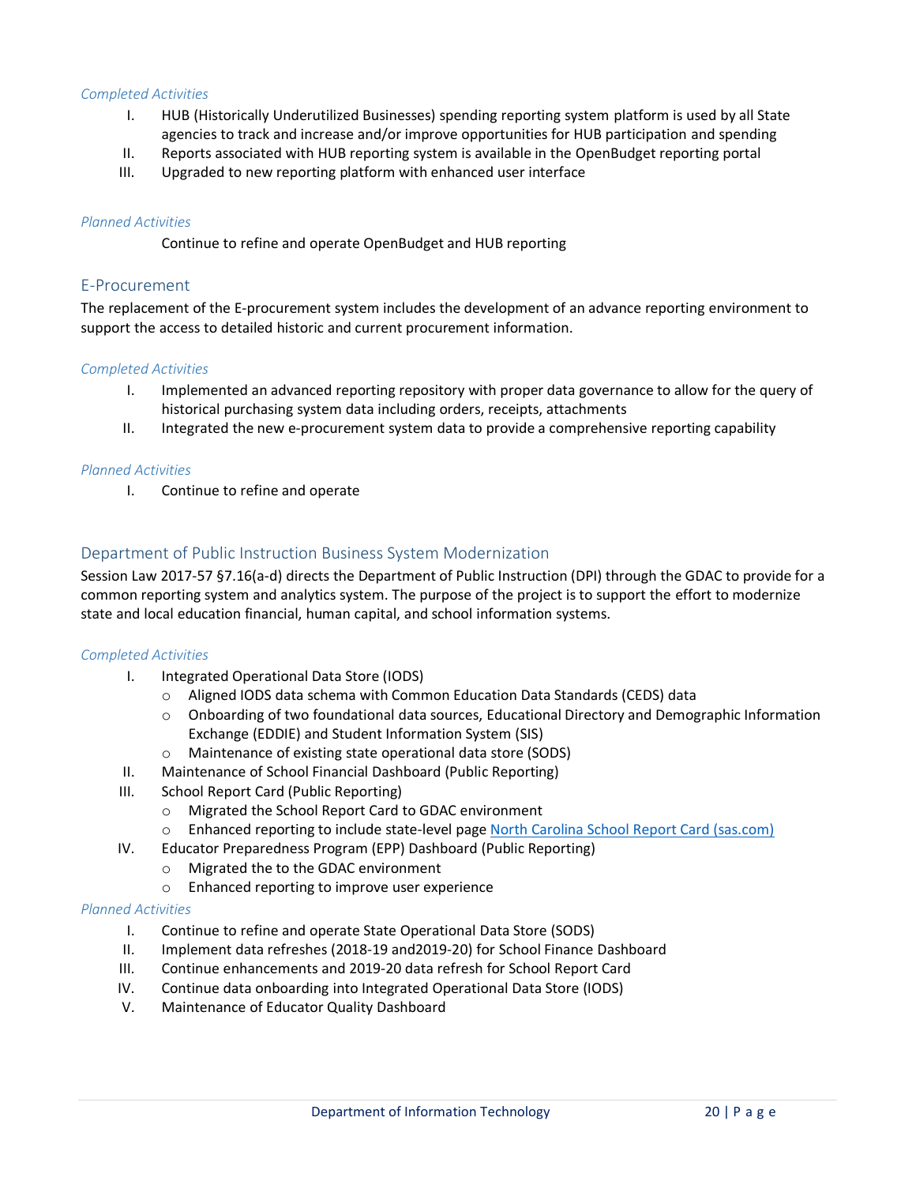*Completed Activities*

I. HUB (Historically Underutilized Businesses) spending reporting system platform is used by all State agencies to track and increase and/or improve opportunities for HUB participation and spending
II. Reports associated with HUB reporting system is available in the OpenBudget reporting portal
III. Upgraded to new reporting platform with enhanced user interface

*Planned Activities*

Continue to refine and operate OpenBudget and HUB reporting

## E-Procurement

The replacement of the E-procurement system includes the development of an advance reporting environment to support the access to detailed historic and current procurement information.

*Completed Activities*

I. Implemented an advanced reporting repository with proper data governance to allow for the query of historical purchasing system data including orders, receipts, attachments
II. Integrated the new e-procurement system data to provide a comprehensive reporting capability

*Planned Activities*

I. Continue to refine and operate

## Department of Public Instruction Business System Modernization

Session Law 2017-57 §7.16(a-d) directs the Department of Public Instruction (DPI) through the GDAC to provide for a common reporting system and analytics system. The purpose of the project is to support the effort to modernize state and local education financial, human capital, and school information systems.

*Completed Activities*

I. Integrated Operational Data Store (IODS)
   - Aligned IODS data schema with Common Education Data Standards (CEDS) data
   - Onboarding of two foundational data sources, Educational Directory and Demographic Information Exchange (EDDIE) and Student Information System (SIS)
   - Maintenance of existing state operational data store (SODS)
II. Maintenance of School Financial Dashboard (Public Reporting)
III. School Report Card (Public Reporting)
   - Migrated the School Report Card to GDAC environment
   - Enhanced reporting to include state-level page [North Carolina School Report Card (sas.com)]
IV. Educator Preparedness Program (EPP) Dashboard (Public Reporting)
   - Migrated the to the GDAC environment
   - Enhanced reporting to improve user experience

*Planned Activities*

I. Continue to refine and operate State Operational Data Store (SODS)
II. Implement data refreshes (2018-19 and2019-20) for School Finance Dashboard
III. Continue enhancements and 2019-20 data refresh for School Report Card
IV. Continue data onboarding into Integrated Operational Data Store (IODS)
V. Maintenance of Educator Quality Dashboard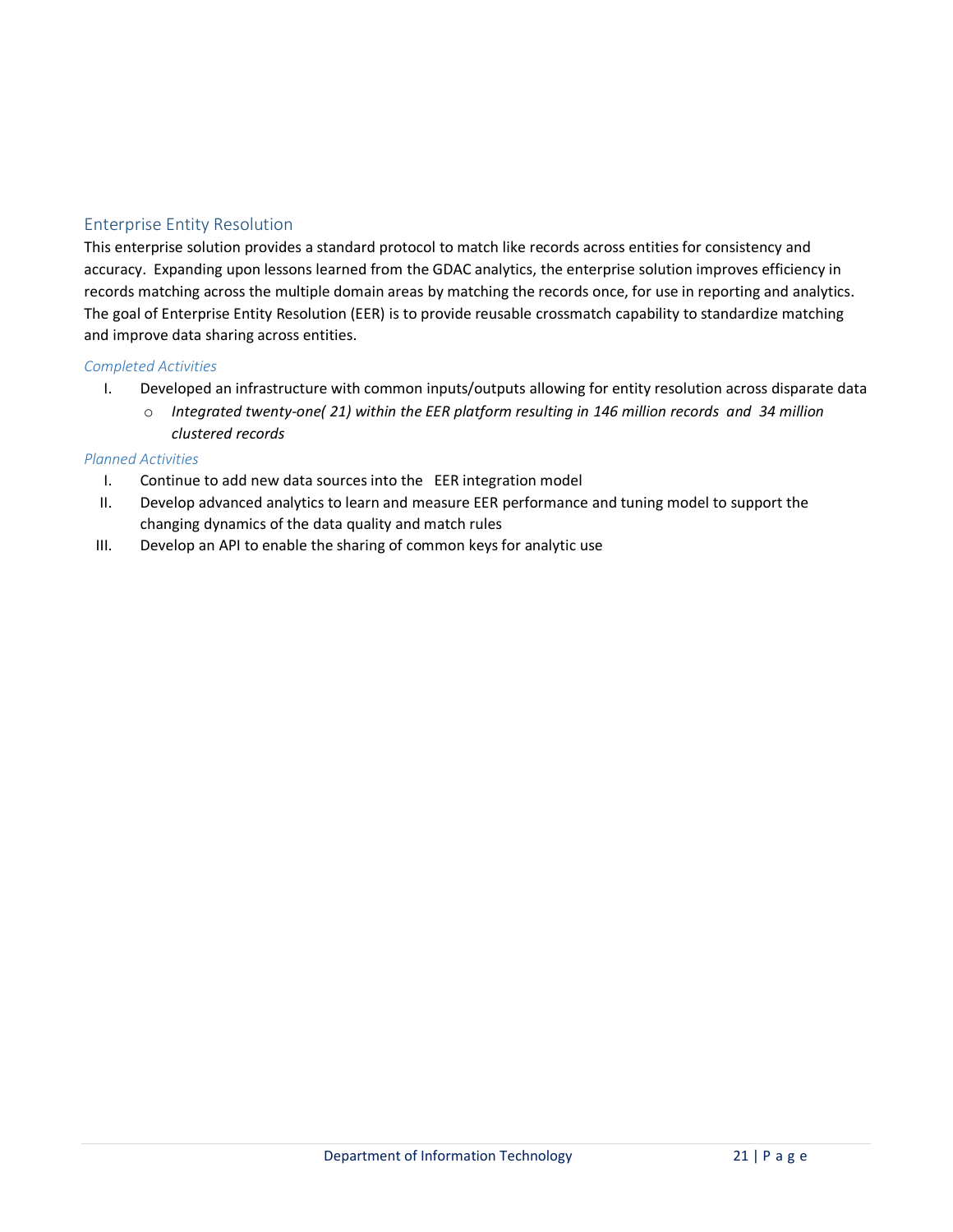## Enterprise Entity Resolution

This enterprise solution provides a standard protocol to match like records across entities for consistency and accuracy. Expanding upon lessons learned from the GDAC analytics, the enterprise solution improves efficiency in records matching across the multiple domain areas by matching the records once, for use in reporting and analytics. The goal of Enterprise Entity Resolution (EER) is to provide reusable crossmatch capability to standardize matching and improve data sharing across entities.

### *Completed Activities*

I. Developed an infrastructure with common inputs/outputs allowing for entity resolution across disparate data
   - *Integrated twenty-one( 21) within the EER platform resulting in 146 million records and 34 million clustered records*

### *Planned Activities*

I. Continue to add new data sources into the EER integration model

II. Develop advanced analytics to learn and measure EER performance and tuning model to support the changing dynamics of the data quality and match rules

III. Develop an API to enable the sharing of common keys for analytic use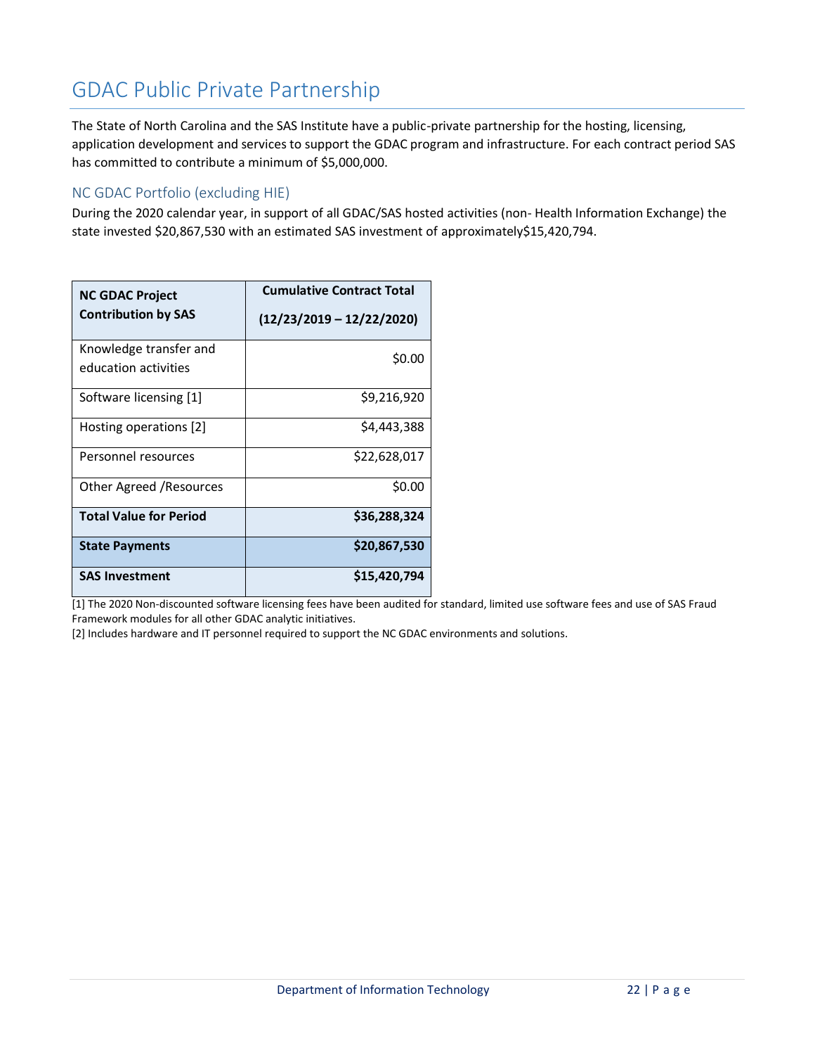# GDAC Public Private Partnership

The State of North Carolina and the SAS Institute have a public-private partnership for the hosting, licensing, application development and services to support the GDAC program and infrastructure. For each contract period SAS has committed to contribute a minimum of $5,000,000.

## NC GDAC Portfolio (excluding HIE)

During the 2020 calendar year, in support of all GDAC/SAS hosted activities (non- Health Information Exchange) the state invested $20,867,530 with an estimated SAS investment of approximately$15,420,794.

| NC GDAC Project Contribution by SAS | Cumulative Contract Total (12/23/2019 – 12/22/2020) |
|---|---:|
| Knowledge transfer and education activities | $0.00 |
| Software licensing [1] | $9,216,920 |
| Hosting operations [2] | $4,443,388 |
| Personnel resources | $22,628,017 |
| Other Agreed /Resources | $0.00 |
| **Total Value for Period** | **$36,288,324** |
| **State Payments** | **$20,867,530** |
| **SAS Investment** | **$15,420,794** |

[1] The 2020 Non-discounted software licensing fees have been audited for standard, limited use software fees and use of SAS Fraud Framework modules for all other GDAC analytic initiatives.
[2] Includes hardware and IT personnel required to support the NC GDAC environments and solutions.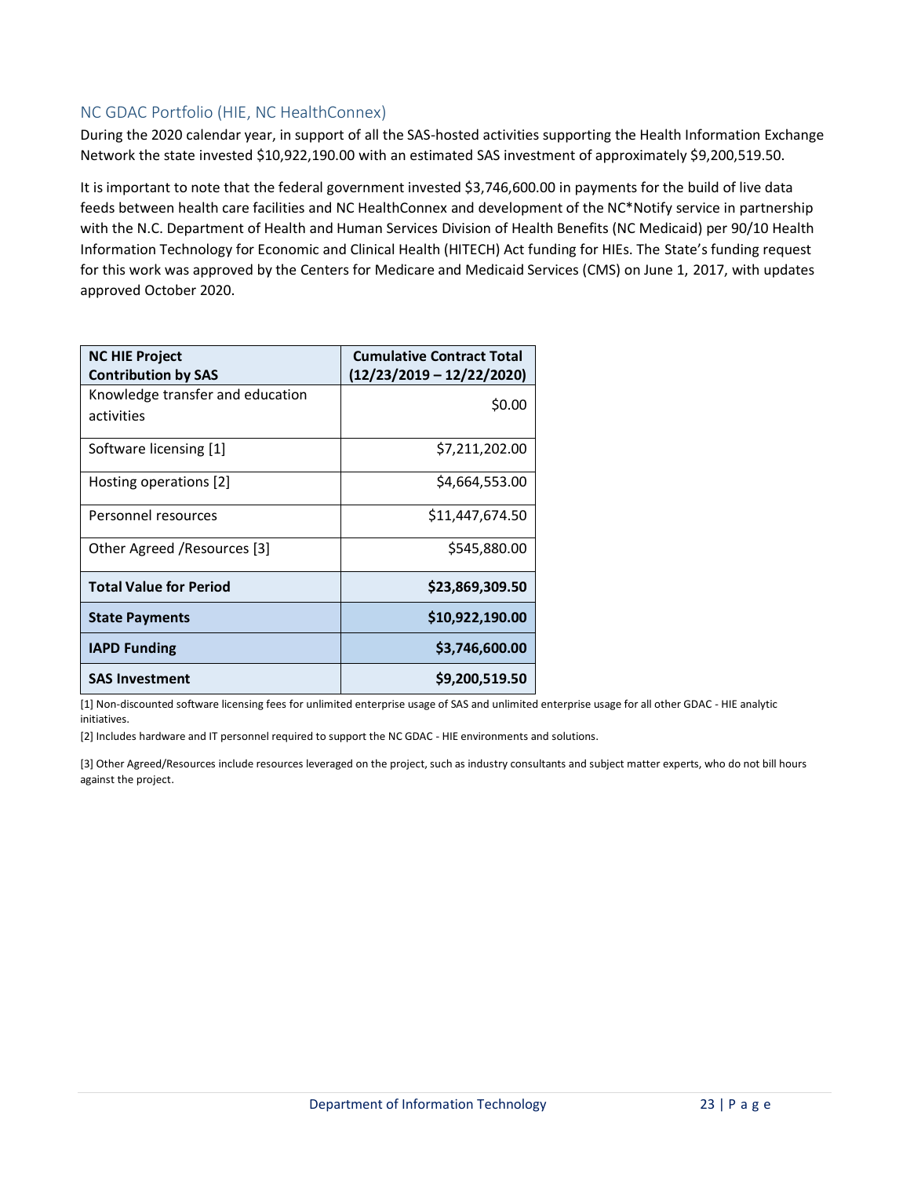## NC GDAC Portfolio (HIE, NC HealthConnex)

During the 2020 calendar year, in support of all the SAS-hosted activities supporting the Health Information Exchange Network the state invested $10,922,190.00 with an estimated SAS investment of approximately $9,200,519.50.

It is important to note that the federal government invested $3,746,600.00 in payments for the build of live data feeds between health care facilities and NC HealthConnex and development of the NC*Notify service in partnership with the N.C. Department of Health and Human Services Division of Health Benefits (NC Medicaid) per 90/10 Health Information Technology for Economic and Clinical Health (HITECH) Act funding for HIEs. The State's funding request for this work was approved by the Centers for Medicare and Medicaid Services (CMS) on June 1, 2017, with updates approved October 2020.

| **NC HIE Project Contribution by SAS** | **Cumulative Contract Total (12/23/2019 – 12/22/2020)** |
|---|---|
| Knowledge transfer and education activities | $0.00 |
| Software licensing [1] | $7,211,202.00 |
| Hosting operations [2] | $4,664,553.00 |
| Personnel resources | $11,447,674.50 |
| Other Agreed /Resources [3] | $545,880.00 |
| **Total Value for Period** | **$23,869,309.50** |
| **State Payments** | **$10,922,190.00** |
| **IAPD Funding** | **$3,746,600.00** |
| **SAS Investment** | **$9,200,519.50** |

[1] Non-discounted software licensing fees for unlimited enterprise usage of SAS and unlimited enterprise usage for all other GDAC - HIE analytic initiatives.

[2] Includes hardware and IT personnel required to support the NC GDAC - HIE environments and solutions.

[3] Other Agreed/Resources include resources leveraged on the project, such as industry consultants and subject matter experts, who do not bill hours against the project.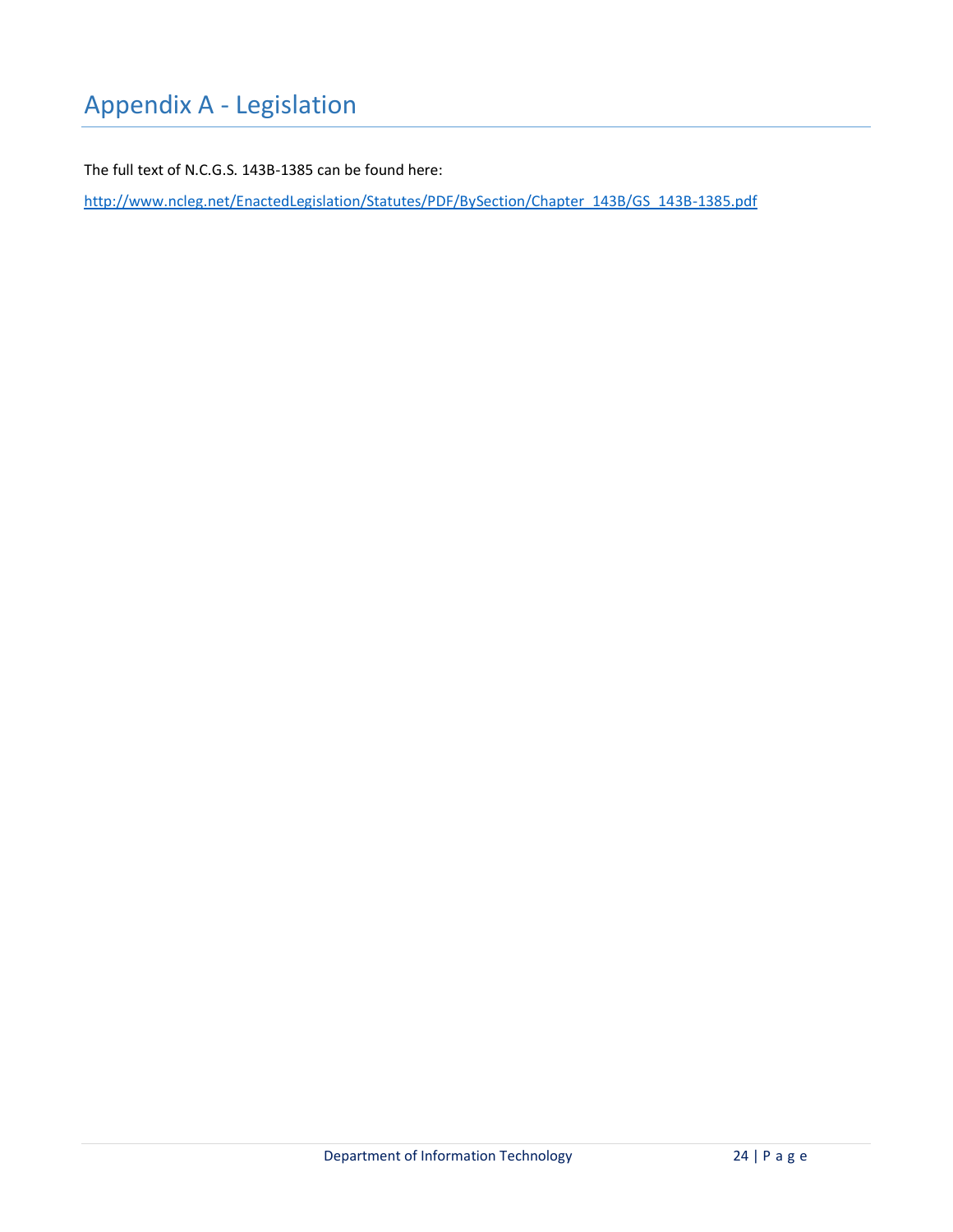# Appendix A - Legislation

The full text of N.C.G.S. 143B-1385 can be found here:

http://www.ncleg.net/EnactedLegislation/Statutes/PDF/BySection/Chapter_143B/GS_143B-1385.pdf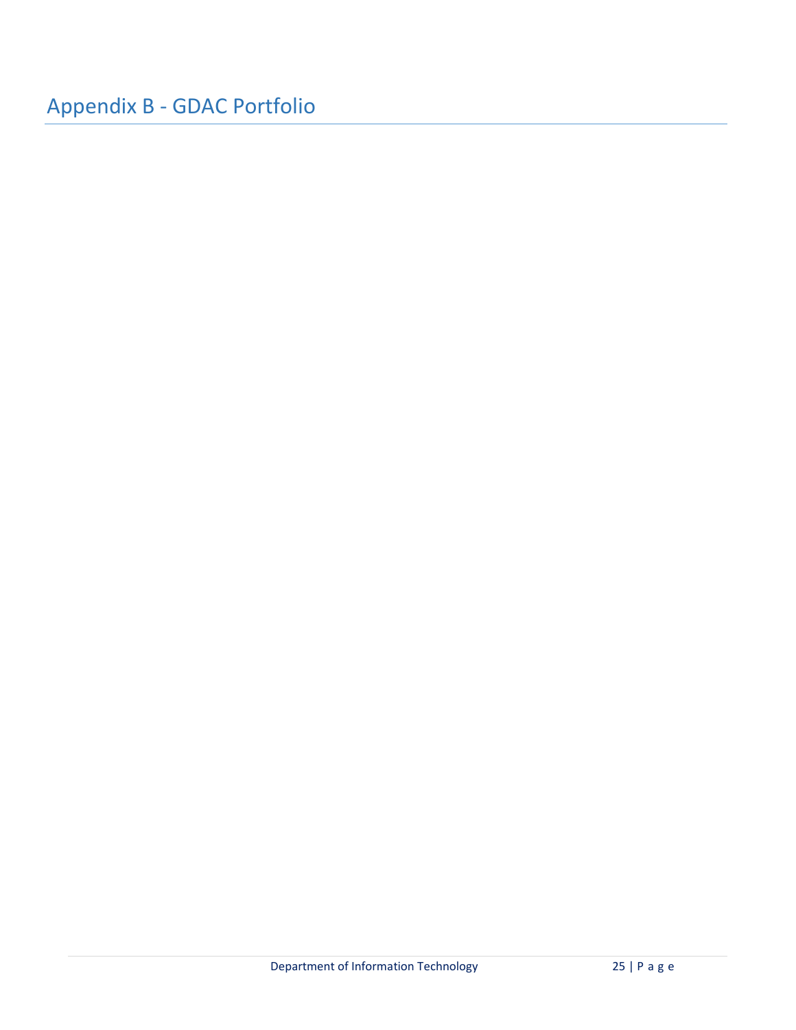# Appendix B - GDAC Portfolio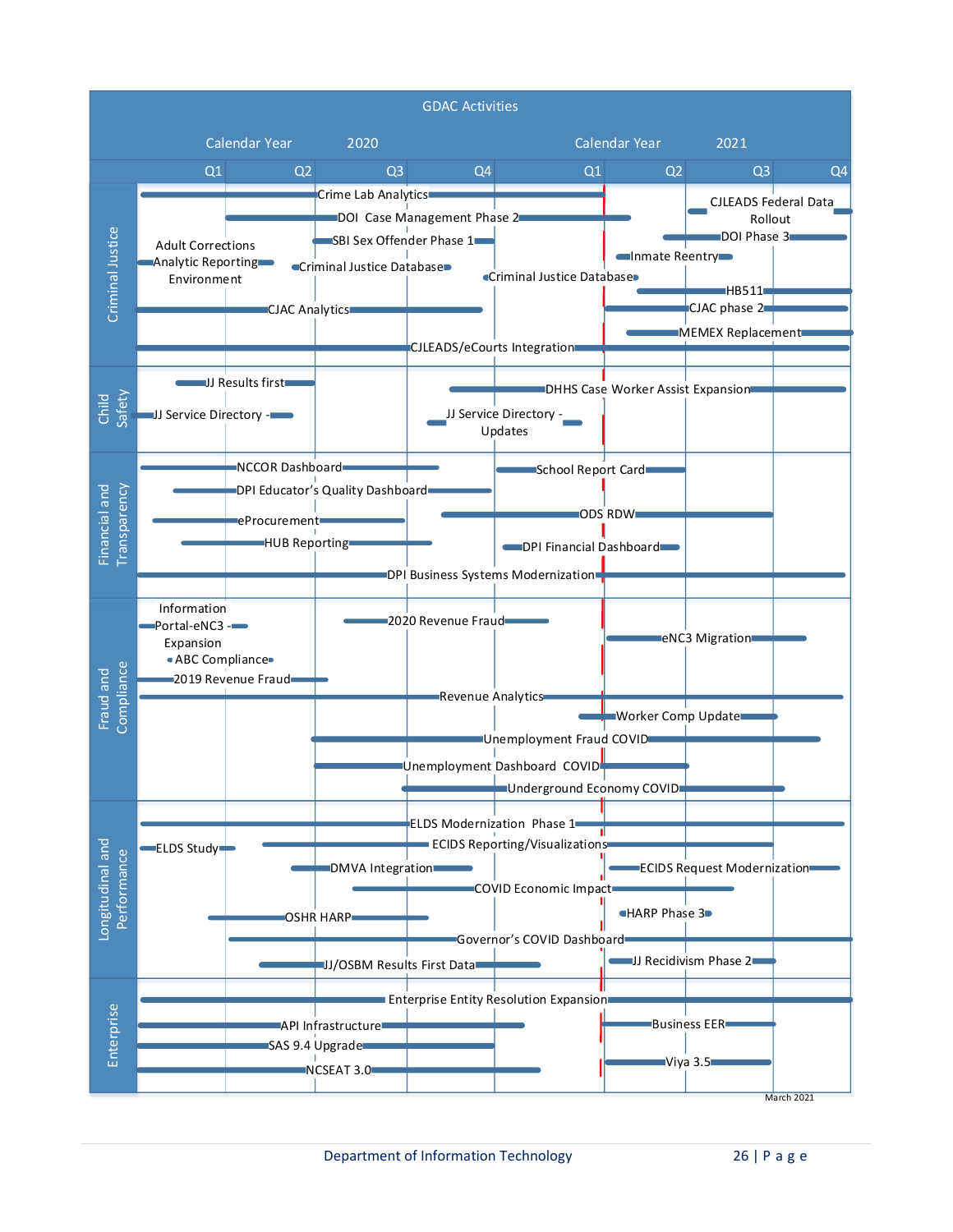# GDAC Activities

Calendar Year 2020 | Calendar Year 2021

Q1 Q2 Q3 Q4 | Q1 Q2 Q3 Q4

**Criminal Justice**

- Crime Lab Analytics
- DOI Case Management Phase 2
- SBI Sex Offender Phase 1
- Adult Corrections Analytic Reporting Environment
- Criminal Justice Database
- Criminal Justice Database
- CJAC Analytics
- CJLEADS/eCourts Integration
- CJLEADS Federal Data Rollout
- DOI Phase 3
- Inmate Reentry
- HB511
- CJAC phase 2
- MEMEX Replacement

**Child Safety**

- JJ Results first
- JJ Service Directory -
- DHHS Case Worker Assist Expansion
- JJ Service Directory - Updates

**Financial and Transparency**

- NCCOR Dashboard
- DPI Educator's Quality Dashboard
- eProcurement
- HUB Reporting
- School Report Card
- ODS RDW
- DPI Financial Dashboard
- DPI Business Systems Modernization

**Fraud and Compliance**

- Information Portal-eNC3 - Expansion
- ABC Compliance
- 2019 Revenue Fraud
- 2020 Revenue Fraud
- eNC3 Migration
- Revenue Analytics
- Worker Comp Update
- Unemployment Fraud COVID
- Unemployment Dashboard COVID
- Underground Economy COVID

**Longitudinal and Performance**

- ELDS Modernization Phase 1
- ELDS Study
- ECIDS Reporting/Visualizations
- DMVA Integration
- ECIDS Request Modernization
- COVID Economic Impact
- OSHR HARP
- HARP Phase 3
- Governor's COVID Dashboard
- JJ/OSBM Results First Data
- JJ Recidivism Phase 2

**Enterprise**

- Enterprise Entity Resolution Expansion
- API Infrastructure
- Business EER
- SAS 9.4 Upgrade
- NCSEAT 3.0
- Viya 3.5

March 2021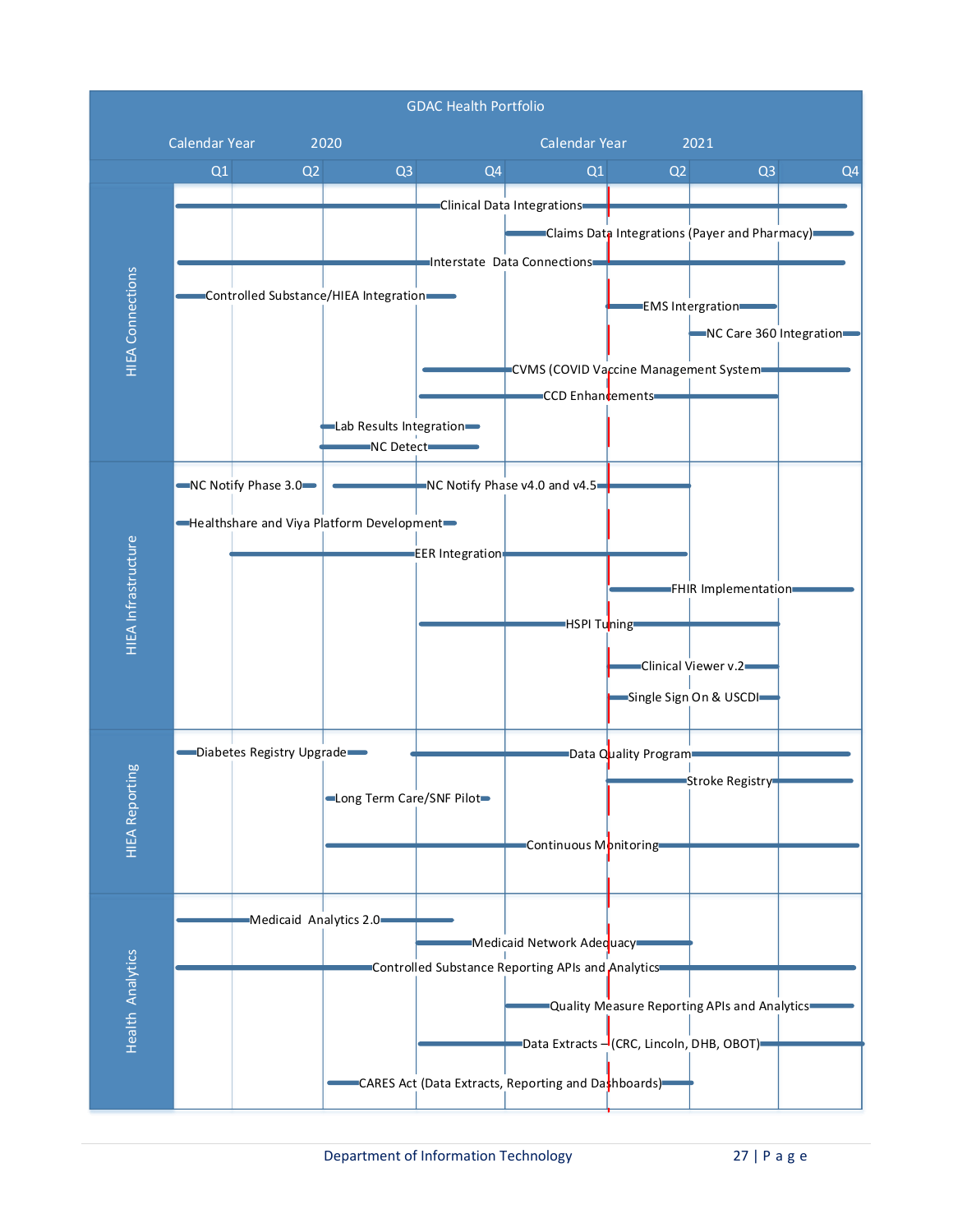## GDAC Health Portfolio

Calendar Year 2020 | Calendar Year 2021

| Category | Initiative | Approximate Timeline |
|---|---|---|
| HIEA Connections | Clinical Data Integrations | Q1 2020 – Q4 2021 |
| | Claims Data Integrations (Payer and Pharmacy) | Q4 2020 – Q4 2021 |
| | Interstate Data Connections | Q1 2020 – Q4 2021 |
| | Controlled Substance/HIEA Integration | Q1 2020 – Q3 2020 |
| | EMS Intergration | Q1 2021 – Q3 2021 |
| | NC Care 360 Integration | Q2 2021 – Q4 2021 |
| | CVMS (COVID Vaccine Management System | Q3 2020 – Q4 2021 |
| | CCD Enhancements | Q3 2020 – Q3 2021 |
| | Lab Results Integration | Q2 2020 – Q3 2020 |
| | NC Detect | Q2 2020 – Q3 2020 |
| HIEA Infrastructure | NC Notify Phase 3.0 | Q1 2020 – Q2 2020 |
| | NC Notify Phase v4.0 and v4.5 | Q2 2020 – Q2 2021 |
| | Healthshare and Viya Platform Development | Q1 2020 – Q3 2020 |
| | EER Integration | Q1 2020 – Q2 2021 |
| | FHIR Implementation | Q1 2021 – Q4 2021 |
| | HSPI Tuning | Q3 2020 – Q3 2021 |
| | Clinical Viewer v.2 | Q1 2021 – Q3 2021 |
| | Single Sign On & USCDI | Q1 2021 – Q3 2021 |
| HIEA Reporting | Diabetes Registry Upgrade | Q1 2020 – Q3 2020 |
| | Data Quality Program | Q3 2020 – Q4 2021 |
| | Stroke Registry | Q1 2021 – Q4 2021 |
| | Long Term Care/SNF Pilot | Q2 2020 – Q3 2020 |
| | Continuous Monitoring | Q2 2020 – Q4 2021 |
| Health Analytics | Medicaid Analytics 2.0 | Q1 2020 – Q3 2020 |
| | Medicaid Network Adequacy | Q3 2020 – Q2 2021 |
| | Controlled Substance Reporting APIs and Analytics | Q1 2020 – Q4 2021 |
| | Quality Measure Reporting APIs and Analytics | Q4 2020 – Q4 2021 |
| | Data Extracts – (CRC, Lincoln, DHB, OBOT) | Q3 2020 – Q4 2021 |
| | CARES Act (Data Extracts, Reporting and Dashboards) | Q2 2020 – Q2 2021 |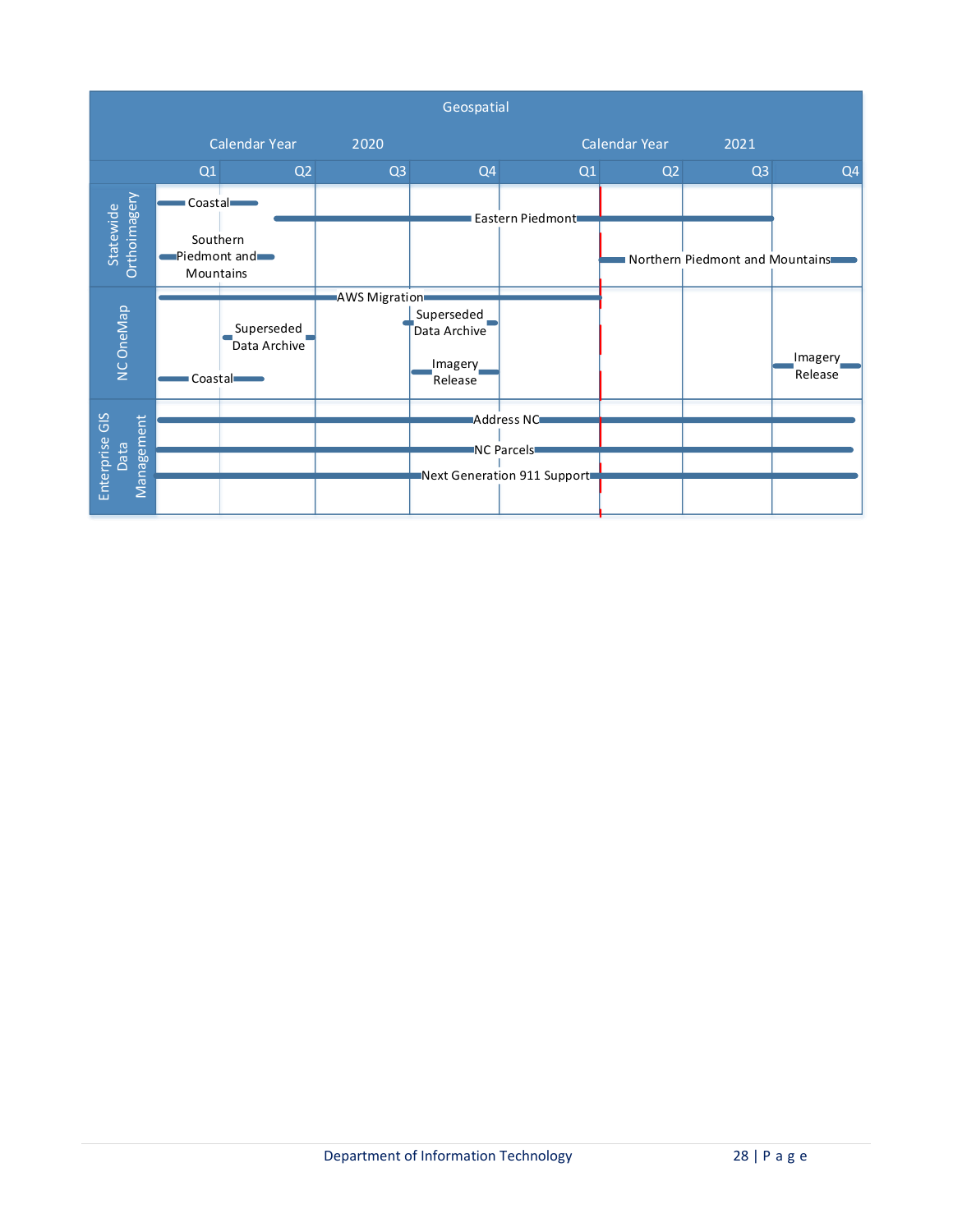Geospatial

Calendar Year 2020

Calendar Year 2021

Q1 Q2 Q3 Q4 Q1 Q2 Q3 Q4

Statewide Orthoimagery

Coastal

Eastern Piedmont

Southern Piedmont and Mountains

Northern Piedmont and Mountains

NC OneMap

AWS Migration

Superseded Data Archive

Superseded Data Archive

Imagery Release

Imagery Release

Coastal

Enterprise GIS Data Management

Address NC

NC Parcels

Next Generation 911 Support